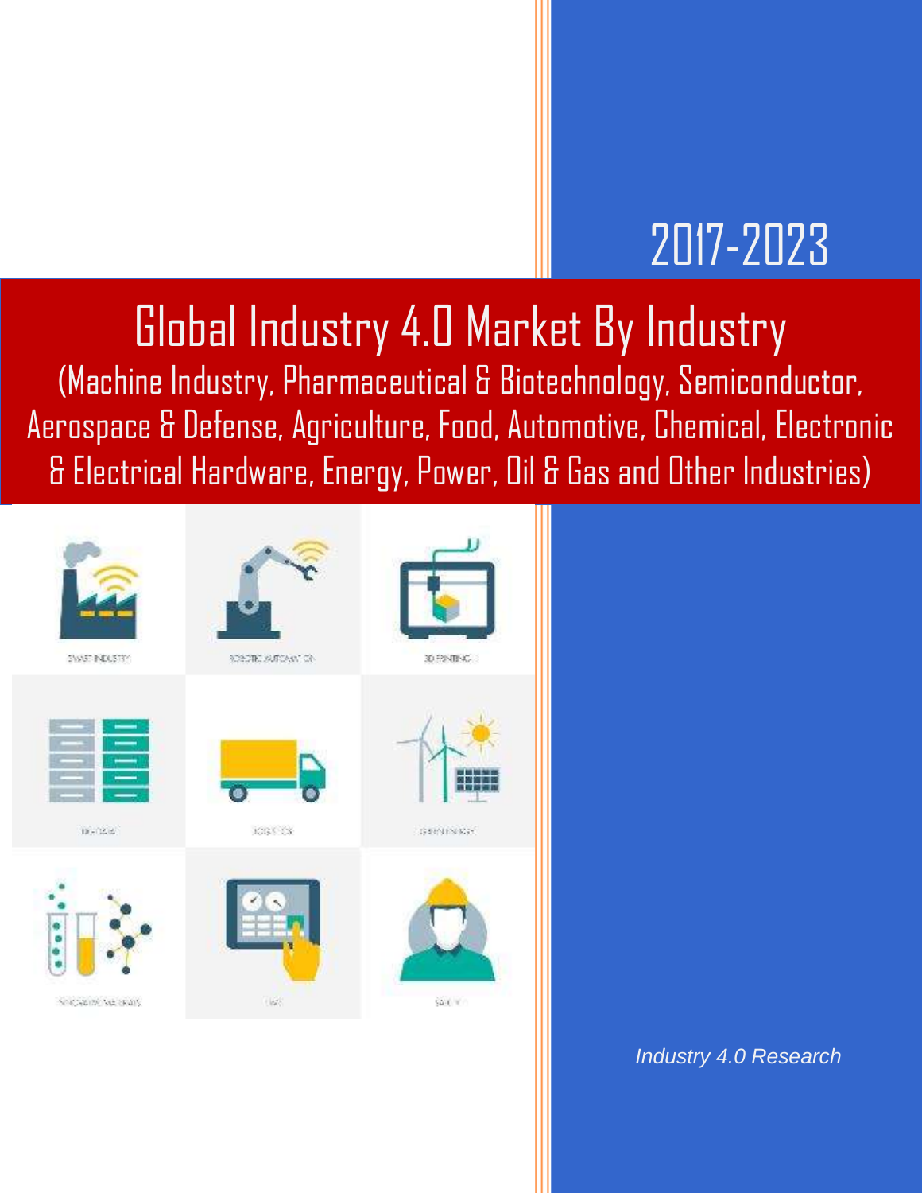2017-2023

# Global Industry 4.0 Market By Industry

(Machine Industry, Pharmaceutical & Biotechnology, Semiconductor, Aerospace & Defense, Agriculture, Food, Automotive, Chemical, Electronic & Electrical Hardware, Energy, Power, Oil & Gas and Other Industries)

*Industry 4.0 Research*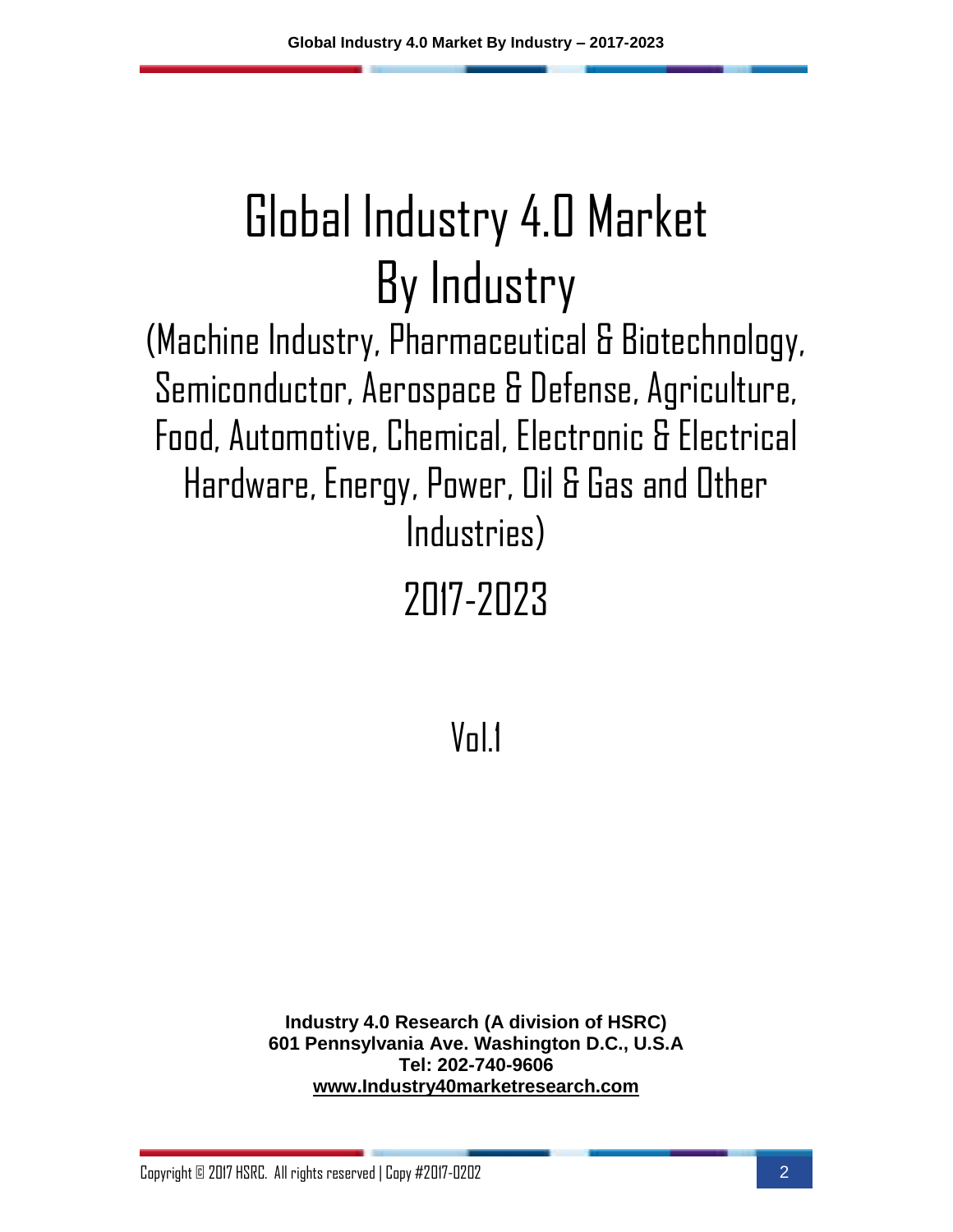# Global Industry 4.0 Market By Industry

## (Machine Industry, Pharmaceutical & Biotechnology, Semiconductor, Aerospace & Defense, Agriculture, Food, Automotive, Chemical, Electronic & Electrical Hardware, Energy, Power, Oil & Gas and Other Industries)

## 2017-2023

### Vol.1

**Industry 4.0 Research (A division of HSRC)**
**601 Pennsylvania Ave. Washington D.C., U.S.A**
**Tel: 202-740-9606**
**www.Industry40marketresearch.com**

Copyright © 2017 HSRC. All rights reserved | Copy #2017-0202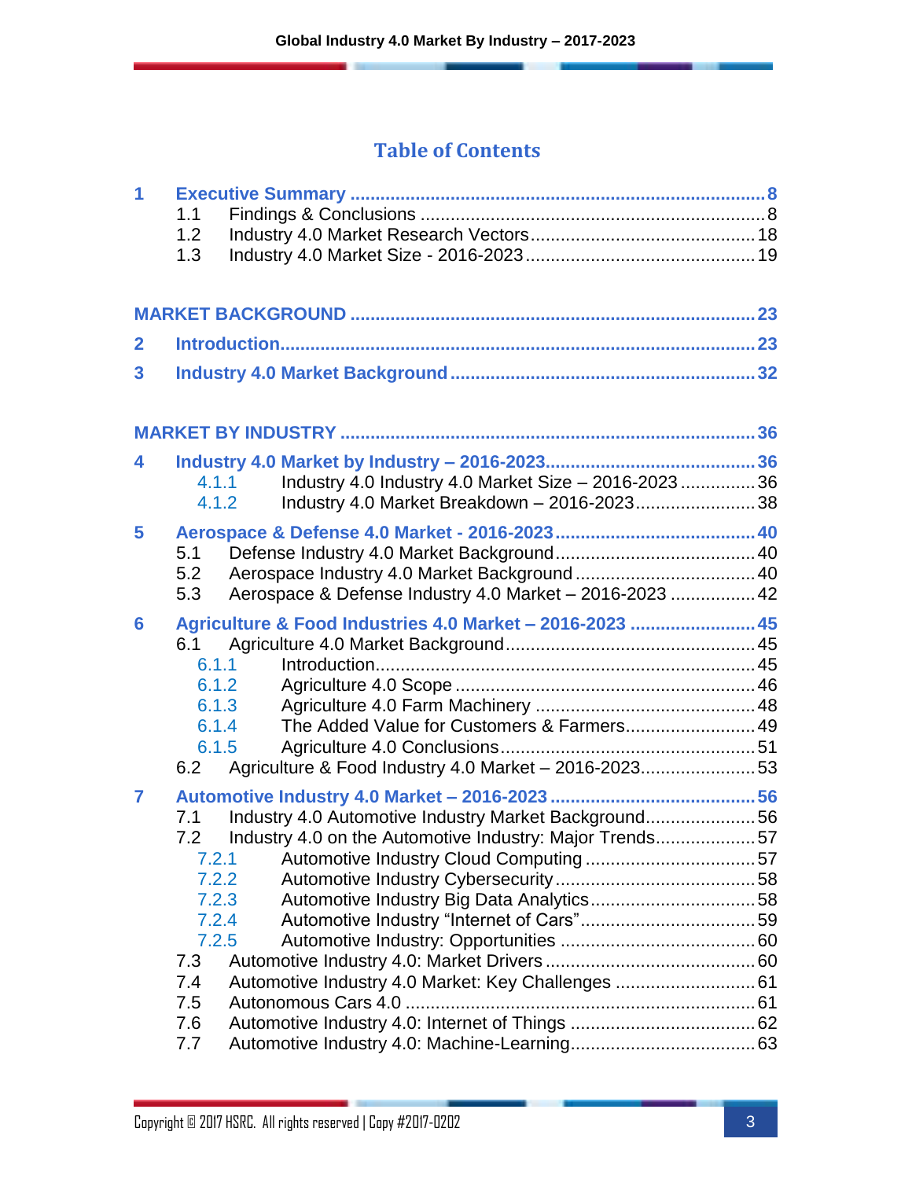# Table of Contents

**1 Executive Summary ........ 8**
- 1.1 Findings & Conclusions ........ 8
- 1.2 Industry 4.0 Market Research Vectors ........ 18
- 1.3 Industry 4.0 Market Size - 2016-2023 ........ 19

**MARKET BACKGROUND ........ 23**

**2 Introduction ........ 23**

**3 Industry 4.0 Market Background ........ 32**

**MARKET BY INDUSTRY ........ 36**

**4 Industry 4.0 Market by Industry – 2016-2023 ........ 36**
- 4.1.1 Industry 4.0 Industry 4.0 Market Size – 2016-2023 ........ 36
- 4.1.2 Industry 4.0 Market Breakdown – 2016-2023 ........ 38

**5 Aerospace & Defense 4.0 Market - 2016-2023 ........ 40**
- 5.1 Defense Industry 4.0 Market Background ........ 40
- 5.2 Aerospace Industry 4.0 Market Background ........ 40
- 5.3 Aerospace & Defense Industry 4.0 Market – 2016-2023 ........ 42

**6 Agriculture & Food Industries 4.0 Market – 2016-2023 ........ 45**
- 6.1 Agriculture 4.0 Market Background ........ 45
  - 6.1.1 Introduction ........ 45
  - 6.1.2 Agriculture 4.0 Scope ........ 46
  - 6.1.3 Agriculture 4.0 Farm Machinery ........ 48
  - 6.1.4 The Added Value for Customers & Farmers ........ 49
  - 6.1.5 Agriculture 4.0 Conclusions ........ 51
- 6.2 Agriculture & Food Industry 4.0 Market – 2016-2023 ........ 53

**7 Automotive Industry 4.0 Market – 2016-2023 ........ 56**
- 7.1 Industry 4.0 Automotive Industry Market Background ........ 56
- 7.2 Industry 4.0 on the Automotive Industry: Major Trends ........ 57
  - 7.2.1 Automotive Industry Cloud Computing ........ 57
  - 7.2.2 Automotive Industry Cybersecurity ........ 58
  - 7.2.3 Automotive Industry Big Data Analytics ........ 58
  - 7.2.4 Automotive Industry "Internet of Cars" ........ 59
  - 7.2.5 Automotive Industry: Opportunities ........ 60
- 7.3 Automotive Industry 4.0: Market Drivers ........ 60
- 7.4 Automotive Industry 4.0 Market: Key Challenges ........ 61
- 7.5 Autonomous Cars 4.0 ........ 61
- 7.6 Automotive Industry 4.0: Internet of Things ........ 62
- 7.7 Automotive Industry 4.0: Machine-Learning ........ 63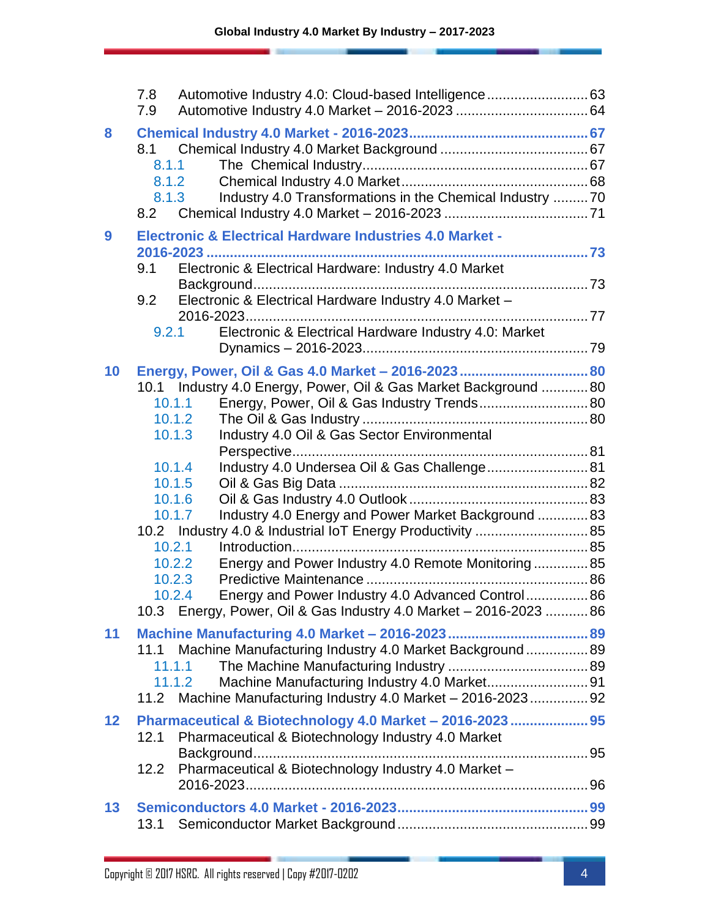7.8 Automotive Industry 4.0: Cloud-based Intelligence .......................... 63
7.9 Automotive Industry 4.0 Market – 2016-2023 ................................. 64

**8 Chemical Industry 4.0 Market - 2016-2023 ............................................ 67**
8.1 Chemical Industry 4.0 Market Background ...................................... 67
8.1.1 The Chemical Industry ......................................................... 67
8.1.2 Chemical Industry 4.0 Market ............................................... 68
8.1.3 Industry 4.0 Transformations in the Chemical Industry ......... 70
8.2 Chemical Industry 4.0 Market – 2016-2023 .................................... 71

**9 Electronic & Electrical Hardware Industries 4.0 Market - 2016-2023 .................................................................................... 73**
9.1 Electronic & Electrical Hardware: Industry 4.0 Market Background ........................................................................................ 73
9.2 Electronic & Electrical Hardware Industry 4.0 Market – 2016-2023 .............................................................................................. 77
9.2.1 Electronic & Electrical Hardware Industry 4.0: Market Dynamics – 2016-2023 .......................................................... 79

**10 Energy, Power, Oil & Gas 4.0 Market – 2016-2023 ................................. 80**
10.1 Industry 4.0 Energy, Power, Oil & Gas Market Background ............ 80
10.1.1 Energy, Power, Oil & Gas Industry Trends ............................ 80
10.1.2 The Oil & Gas Industry ......................................................... 80
10.1.3 Industry 4.0 Oil & Gas Sector Environmental Perspective ........................................................................... 81
10.1.4 Industry 4.0 Undersea Oil & Gas Challenge .......................... 81
10.1.5 Oil & Gas Big Data ................................................................ 82
10.1.6 Oil & Gas Industry 4.0 Outlook ............................................. 83
10.1.7 Industry 4.0 Energy and Power Market Background ............. 83
10.2 Industry 4.0 & Industrial IoT Energy Productivity ............................ 85
10.2.1 Introduction .......................................................................... 85
10.2.2 Energy and Power Industry 4.0 Remote Monitoring .............. 85
10.2.3 Predictive Maintenance ........................................................ 86
10.2.4 Energy and Power Industry 4.0 Advanced Control ................ 86
10.3 Energy, Power, Oil & Gas Industry 4.0 Market – 2016-2023 ........... 86

**11 Machine Manufacturing 4.0 Market – 2016-2023 .................................... 89**
11.1 Machine Manufacturing Industry 4.0 Market Background ................ 89
11.1.1 The Machine Manufacturing Industry .................................... 89
11.1.2 Machine Manufacturing Industry 4.0 Market .......................... 91
11.2 Machine Manufacturing Industry 4.0 Market – 2016-2023 ............... 92

**12 Pharmaceutical & Biotechnology 4.0 Market – 2016-2023 .................... 95**
12.1 Pharmaceutical & Biotechnology Industry 4.0 Market Background ........................................................................................ 95
12.2 Pharmaceutical & Biotechnology Industry 4.0 Market – 2016-2023 .............................................................................................. 96

**13 Semiconductors 4.0 Market - 2016-2023 ................................................ 99**
13.1 Semiconductor Market Background ................................................. 99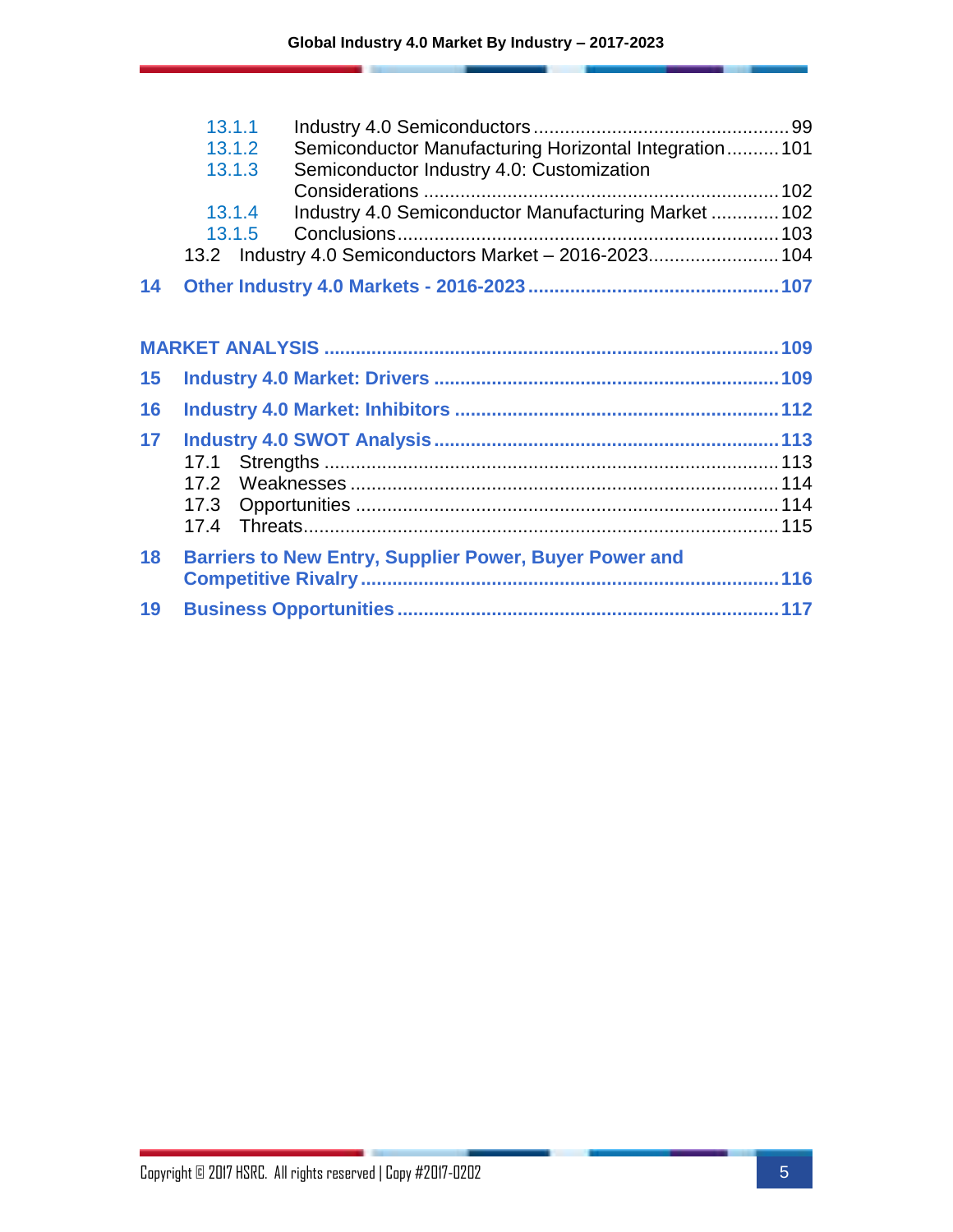- 13.1.1 Industry 4.0 Semiconductors ... 99
- 13.1.2 Semiconductor Manufacturing Horizontal Integration ... 101
- 13.1.3 Semiconductor Industry 4.0: Customization Considerations ... 102
- 13.1.4 Industry 4.0 Semiconductor Manufacturing Market ... 102
- 13.1.5 Conclusions ... 103
- 13.2 Industry 4.0 Semiconductors Market – 2016-2023 ... 104

**14 Other Industry 4.0 Markets - 2016-2023 ... 107**

**MARKET ANALYSIS ... 109**

**15 Industry 4.0 Market: Drivers ... 109**

**16 Industry 4.0 Market: Inhibitors ... 112**

**17 Industry 4.0 SWOT Analysis ... 113**

- 17.1 Strengths ... 113
- 17.2 Weaknesses ... 114
- 17.3 Opportunities ... 114
- 17.4 Threats ... 115

**18 Barriers to New Entry, Supplier Power, Buyer Power and Competitive Rivalry ... 116**

**19 Business Opportunities ... 117**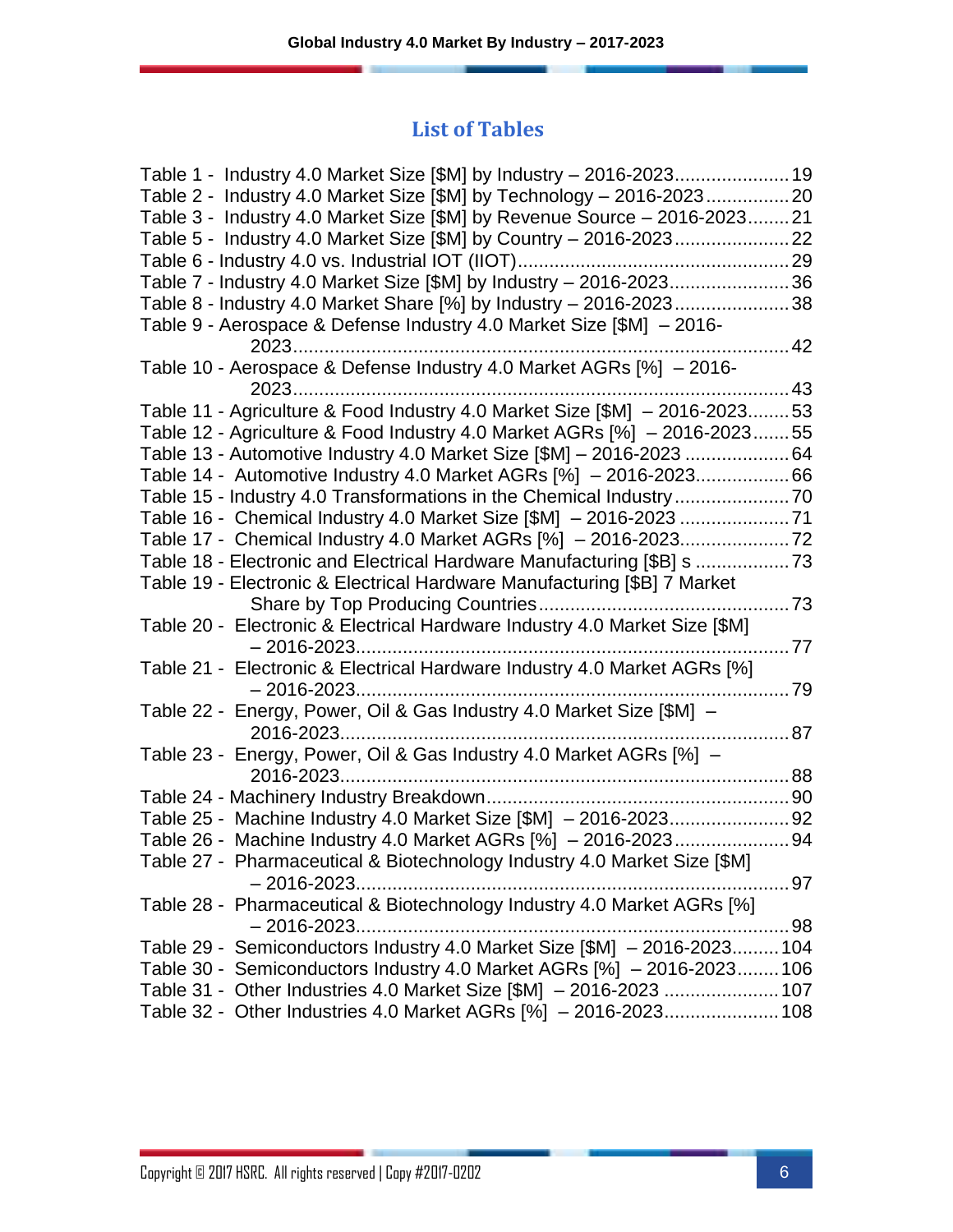## List of Tables

Table 1 - Industry 4.0 Market Size [$M] by Industry – 2016-2023 ...................... 19
Table 2 - Industry 4.0 Market Size [$M] by Technology – 2016-2023 ................ 20
Table 3 - Industry 4.0 Market Size [$M] by Revenue Source – 2016-2023 ........ 21
Table 5 - Industry 4.0 Market Size [$M] by Country – 2016-2023 ...................... 22
Table 6 - Industry 4.0 vs. Industrial IOT (IIOT) .................................................... 29
Table 7 - Industry 4.0 Market Size [$M] by Industry – 2016-2023 ....................... 36
Table 8 - Industry 4.0 Market Share [%] by Industry – 2016-2023 ...................... 38
Table 9 - Aerospace & Defense Industry 4.0 Market Size [$M] – 2016-2023 ....... 42
Table 10 - Aerospace & Defense Industry 4.0 Market AGRs [%] – 2016-2023 ..... 43
Table 11 - Agriculture & Food Industry 4.0 Market Size [$M] – 2016-2023 ........ 53
Table 12 - Agriculture & Food Industry 4.0 Market AGRs [%] – 2016-2023 ....... 55
Table 13 - Automotive Industry 4.0 Market Size [$M] – 2016-2023 .................... 64
Table 14 - Automotive Industry 4.0 Market AGRs [%] – 2016-2023 ................. 66
Table 15 - Industry 4.0 Transformations in the Chemical Industry ...................... 70
Table 16 - Chemical Industry 4.0 Market Size [$M] – 2016-2023 ..................... 71
Table 17 - Chemical Industry 4.0 Market AGRs [%] – 2016-2023 ..................... 72
Table 18 - Electronic and Electrical Hardware Manufacturing [$B] s .................. 73
Table 19 - Electronic & Electrical Hardware Manufacturing [$B] 7 Market Share by Top Producing Countries ................................................ 73
Table 20 - Electronic & Electrical Hardware Industry 4.0 Market Size [$M] – 2016-2023 .................................................................................. 77
Table 21 - Electronic & Electrical Hardware Industry 4.0 Market AGRs [%] – 2016-2023 .................................................................................. 79
Table 22 - Energy, Power, Oil & Gas Industry 4.0 Market Size [$M] – 2016-2023 ..................................................................................... 87
Table 23 - Energy, Power, Oil & Gas Industry 4.0 Market AGRs [%] – 2016-2023 ..................................................................................... 88
Table 24 - Machinery Industry Breakdown ......................................................... 90
Table 25 - Machine Industry 4.0 Market Size [$M] – 2016-2023 ....................... 92
Table 26 - Machine Industry 4.0 Market AGRs [%] – 2016-2023 ...................... 94
Table 27 - Pharmaceutical & Biotechnology Industry 4.0 Market Size [$M] – 2016-2023 .................................................................................. 97
Table 28 - Pharmaceutical & Biotechnology Industry 4.0 Market AGRs [%] – 2016-2023 .................................................................................. 98
Table 29 - Semiconductors Industry 4.0 Market Size [$M] – 2016-2023 ......... 104
Table 30 - Semiconductors Industry 4.0 Market AGRs [%] – 2016-2023 ........ 106
Table 31 - Other Industries 4.0 Market Size [$M] – 2016-2023 ...................... 107
Table 32 - Other Industries 4.0 Market AGRs [%] – 2016-2023 ...................... 108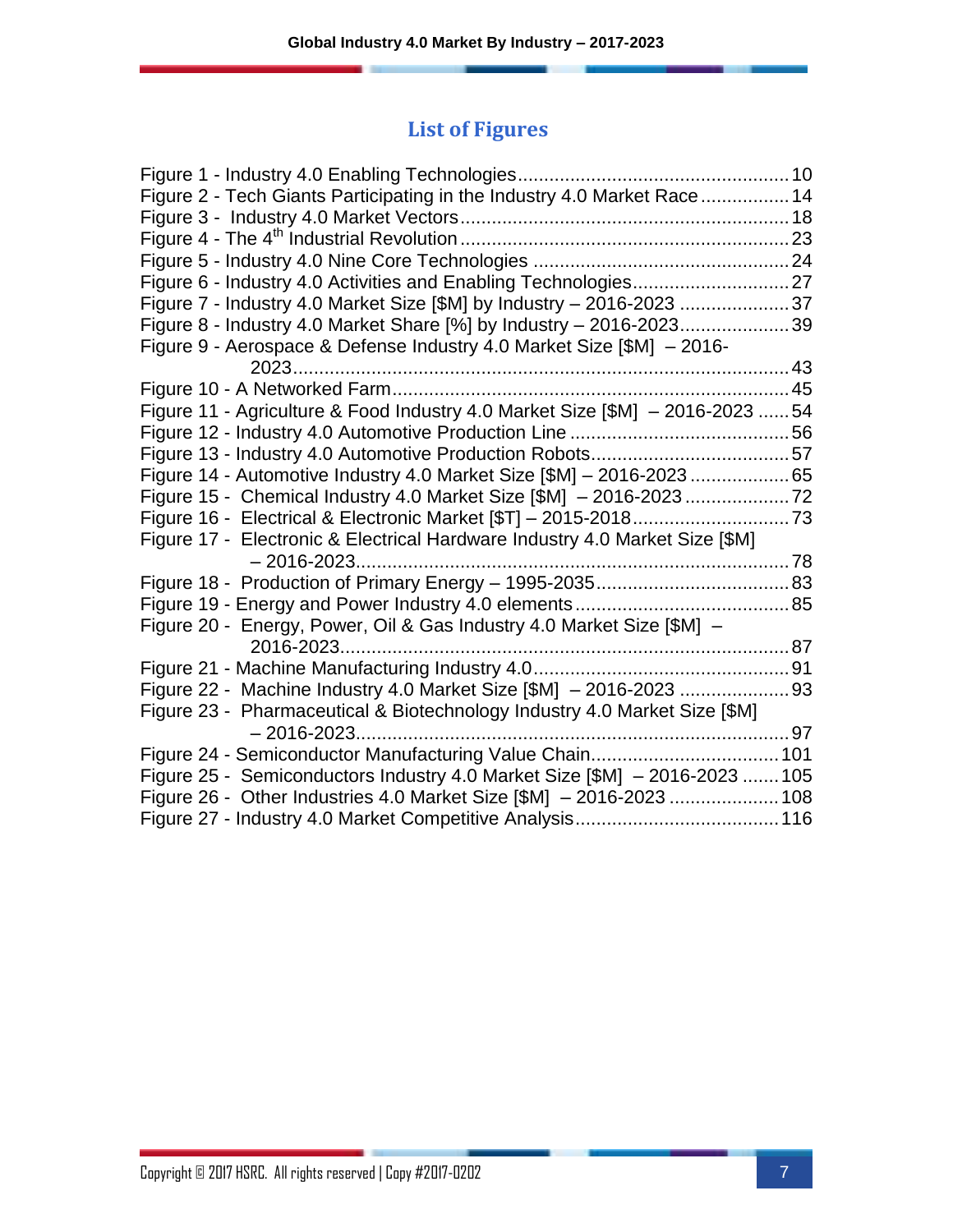## List of Figures

Figure 1 - Industry 4.0 Enabling Technologies .................................................... 10
Figure 2 - Tech Giants Participating in the Industry 4.0 Market Race ................. 14
Figure 3 - Industry 4.0 Market Vectors .............................................................. 18
Figure 4 - The 4th Industrial Revolution ............................................................. 23
Figure 5 - Industry 4.0 Nine Core Technologies ................................................ 24
Figure 6 - Industry 4.0 Activities and Enabling Technologies ............................. 27
Figure 7 - Industry 4.0 Market Size [$M] by Industry – 2016-2023 ..................... 37
Figure 8 - Industry 4.0 Market Share [%] by Industry – 2016-2023 ..................... 39
Figure 9 - Aerospace & Defense Industry 4.0 Market Size [$M] – 2016-2023 ..... 43
Figure 10 - A Networked Farm ........................................................................... 45
Figure 11 - Agriculture & Food Industry 4.0 Market Size [$M] – 2016-2023 ...... 54
Figure 12 - Industry 4.0 Automotive Production Line ......................................... 56
Figure 13 - Industry 4.0 Automotive Production Robots ..................................... 57
Figure 14 - Automotive Industry 4.0 Market Size [$M] – 2016-2023 ................... 65
Figure 15 - Chemical Industry 4.0 Market Size [$M] – 2016-2023 ...................... 72
Figure 16 - Electrical & Electronic Market [$T] – 2015-2018 ............................... 73
Figure 17 - Electronic & Electrical Hardware Industry 4.0 Market Size [$M] – 2016-2023 ..... 78
Figure 18 - Production of Primary Energy – 1995-2035 ...................................... 83
Figure 19 - Energy and Power Industry 4.0 elements ......................................... 85
Figure 20 - Energy, Power, Oil & Gas Industry 4.0 Market Size [$M] – 2016-2023 ..... 87
Figure 21 - Machine Manufacturing Industry 4.0 ................................................ 91
Figure 22 - Machine Industry 4.0 Market Size [$M] – 2016-2023 ........................ 93
Figure 23 - Pharmaceutical & Biotechnology Industry 4.0 Market Size [$M] – 2016-2023 ..... 97
Figure 24 - Semiconductor Manufacturing Value Chain ..................................... 101
Figure 25 - Semiconductors Industry 4.0 Market Size [$M] – 2016-2023 ........... 105
Figure 26 - Other Industries 4.0 Market Size [$M] – 2016-2023 ......................... 108
Figure 27 - Industry 4.0 Market Competitive Analysis ....................................... 116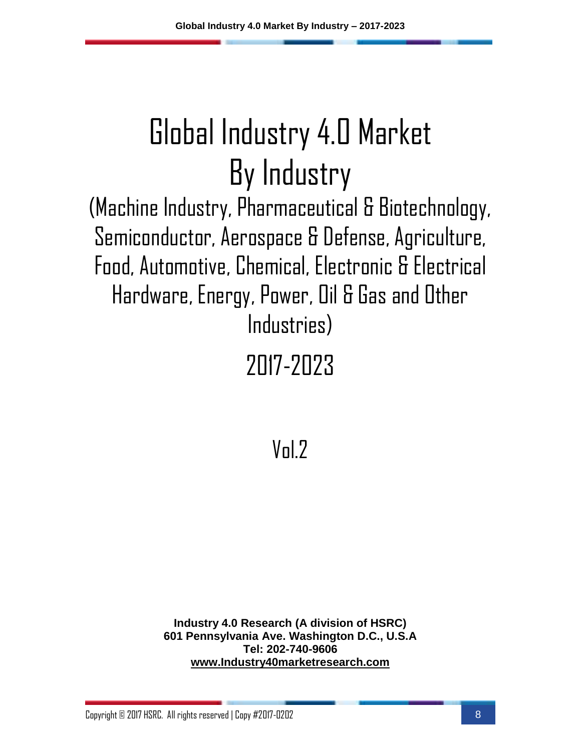# Global Industry 4.0 Market By Industry

## (Machine Industry, Pharmaceutical & Biotechnology, Semiconductor, Aerospace & Defense, Agriculture, Food, Automotive, Chemical, Electronic & Electrical Hardware, Energy, Power, Oil & Gas and Other Industries)

## 2017-2023

## Vol.2

**Industry 4.0 Research (A division of HSRC)**
**601 Pennsylvania Ave. Washington D.C., U.S.A**
**Tel: 202-740-9606**
**www.Industry40marketresearch.com**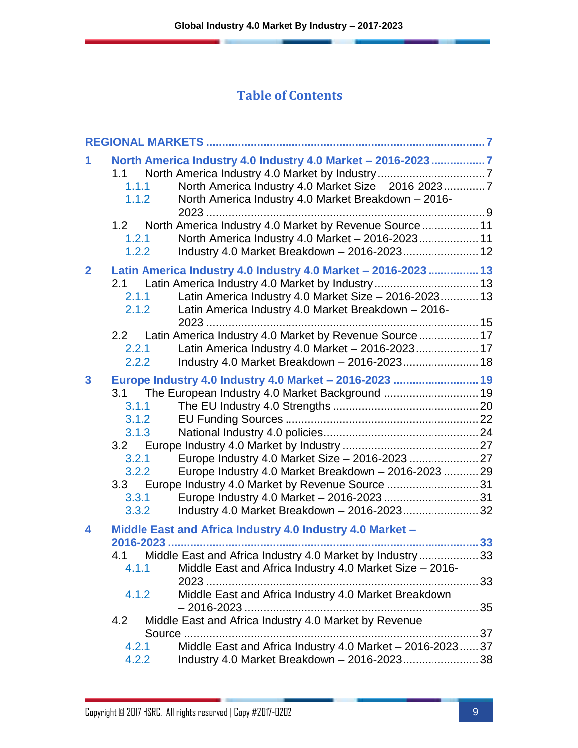# Table of Contents

**REGIONAL MARKETS** ........................................................................................ 7

**1 North America Industry 4.0 Industry 4.0 Market – 2016-2023** ................. 7
- 1.1 North America Industry 4.0 Market by Industry ................................. 7
  - 1.1.1 North America Industry 4.0 Market Size – 2016-2023 ............. 7
  - 1.1.2 North America Industry 4.0 Market Breakdown – 2016-2023 ........................................................................................ 9
- 1.2 North America Industry 4.0 Market by Revenue Source .................. 11
  - 1.2.1 North America Industry 4.0 Market – 2016-2023 ................... 11
  - 1.2.2 Industry 4.0 Market Breakdown – 2016-2023 ........................ 12

**2 Latin America Industry 4.0 Industry 4.0 Market – 2016-2023** ................ 13
- 2.1 Latin America Industry 4.0 Market by Industry ................................. 13
  - 2.1.1 Latin America Industry 4.0 Market Size – 2016-2023 ............ 13
  - 2.1.2 Latin America Industry 4.0 Market Breakdown – 2016-2023 ........................................................................................ 15
- 2.2 Latin America Industry 4.0 Market by Revenue Source ................... 17
  - 2.2.1 Latin America Industry 4.0 Market – 2016-2023 .................... 17
  - 2.2.2 Industry 4.0 Market Breakdown – 2016-2023 ........................ 18

**3 Europe Industry 4.0 Industry 4.0 Market – 2016-2023** .......................... 19
- 3.1 The European Industry 4.0 Market Background ............................. 19
  - 3.1.1 The EU Industry 4.0 Strengths ............................................. 20
  - 3.1.2 EU Funding Sources ............................................................ 22
  - 3.1.3 National Industry 4.0 policies ................................................ 24
- 3.2 Europe Industry 4.0 Market by Industry .......................................... 27
  - 3.2.1 Europe Industry 4.0 Market Size – 2016-2023 ...................... 27
  - 3.2.2 Europe Industry 4.0 Market Breakdown – 2016-2023 ........... 29
- 3.3 Europe Industry 4.0 Market by Revenue Source ............................ 31
  - 3.3.1 Europe Industry 4.0 Market – 2016-2023 .............................. 31
  - 3.3.2 Industry 4.0 Market Breakdown – 2016-2023 ........................ 32

**4 Middle East and Africa Industry 4.0 Industry 4.0 Market – 2016-2023** ........................................................................................ 33
- 4.1 Middle East and Africa Industry 4.0 Market by Industry ................... 33
  - 4.1.1 Middle East and Africa Industry 4.0 Market Size – 2016-2023 ........................................................................................ 33
  - 4.1.2 Middle East and Africa Industry 4.0 Market Breakdown – 2016-2023 ........................................................................... 35
- 4.2 Middle East and Africa Industry 4.0 Market by Revenue Source ............................................................................................ 37
  - 4.2.1 Middle East and Africa Industry 4.0 Market – 2016-2023 ...... 37
  - 4.2.2 Industry 4.0 Market Breakdown – 2016-2023 ........................ 38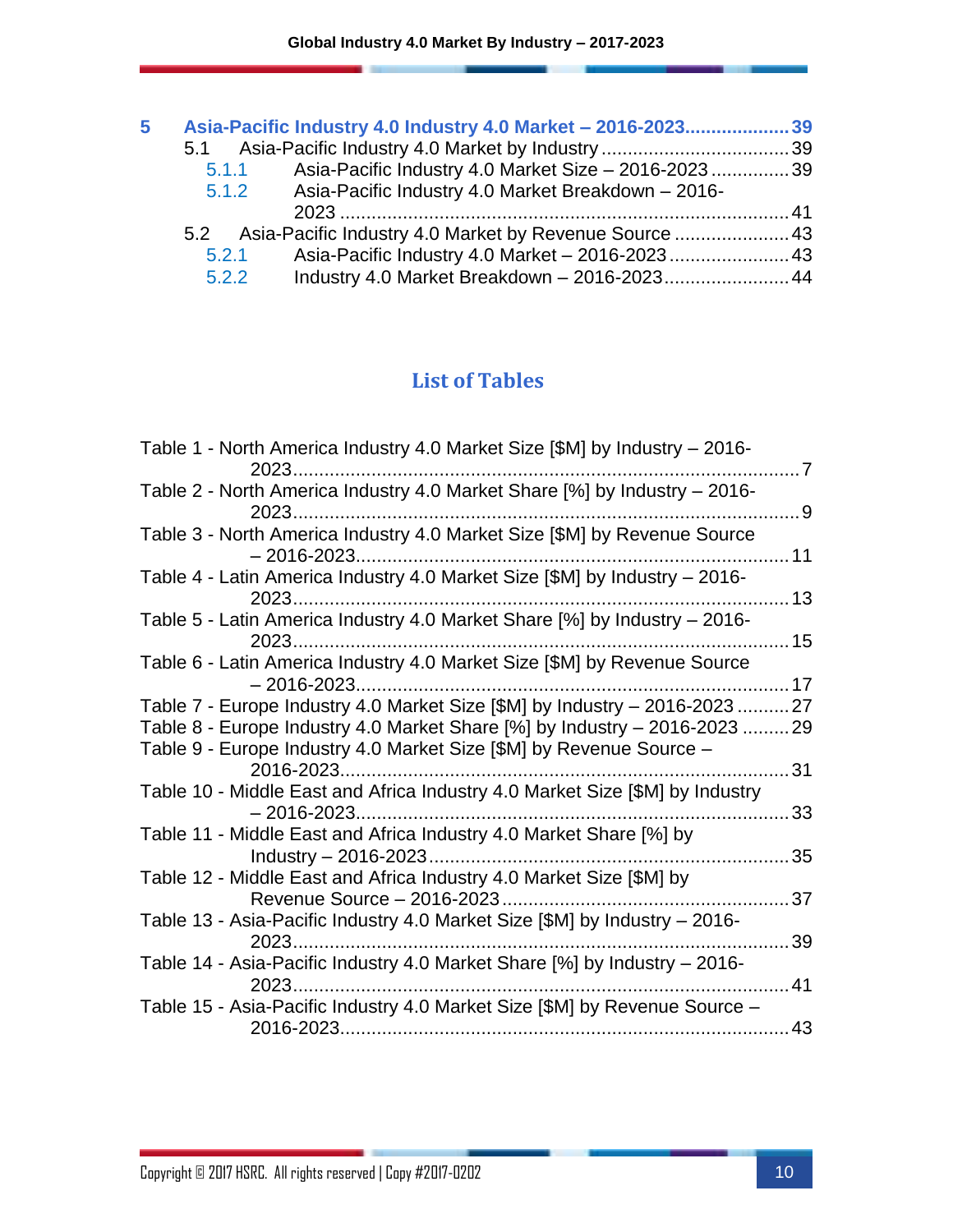5 Asia-Pacific Industry 4.0 Industry 4.0 Market – 2016-2023 .................... 39
- 5.1 Asia-Pacific Industry 4.0 Market by Industry .................................... 39
  - 5.1.1 Asia-Pacific Industry 4.0 Market Size – 2016-2023 ............... 39
  - 5.1.2 Asia-Pacific Industry 4.0 Market Breakdown – 2016-2023 ..................................................................................... 41
- 5.2 Asia-Pacific Industry 4.0 Market by Revenue Source ...................... 43
  - 5.2.1 Asia-Pacific Industry 4.0 Market – 2016-2023 ....................... 43
  - 5.2.2 Industry 4.0 Market Breakdown – 2016-2023 ........................ 44

## List of Tables

Table 1 - North America Industry 4.0 Market Size [$M] by Industry – 2016-2023 ................................................................................. 7
Table 2 - North America Industry 4.0 Market Share [%] by Industry – 2016-2023 ................................................................................. 9
Table 3 - North America Industry 4.0 Market Size [$M] by Revenue Source – 2016-2023 .................................................................................. 11
Table 4 - Latin America Industry 4.0 Market Size [$M] by Industry – 2016-2023 ................................................................................ 13
Table 5 - Latin America Industry 4.0 Market Share [%] by Industry – 2016-2023 ................................................................................ 15
Table 6 - Latin America Industry 4.0 Market Size [$M] by Revenue Source – 2016-2023 .................................................................................. 17
Table 7 - Europe Industry 4.0 Market Size [$M] by Industry – 2016-2023 .......... 27
Table 8 - Europe Industry 4.0 Market Share [%] by Industry – 2016-2023 ......... 29
Table 9 - Europe Industry 4.0 Market Size [$M] by Revenue Source – 2016-2023 ..................................................................................... 31
Table 10 - Middle East and Africa Industry 4.0 Market Size [$M] by Industry – 2016-2023 .................................................................................. 33
Table 11 - Middle East and Africa Industry 4.0 Market Share [%] by Industry – 2016-2023 ..................................................................... 35
Table 12 - Middle East and Africa Industry 4.0 Market Size [$M] by Revenue Source – 2016-2023 ....................................................... 37
Table 13 - Asia-Pacific Industry 4.0 Market Size [$M] by Industry – 2016-2023 ................................................................................ 39
Table 14 - Asia-Pacific Industry 4.0 Market Share [%] by Industry – 2016-2023 ................................................................................ 41
Table 15 - Asia-Pacific Industry 4.0 Market Size [$M] by Revenue Source – 2016-2023 ..................................................................................... 43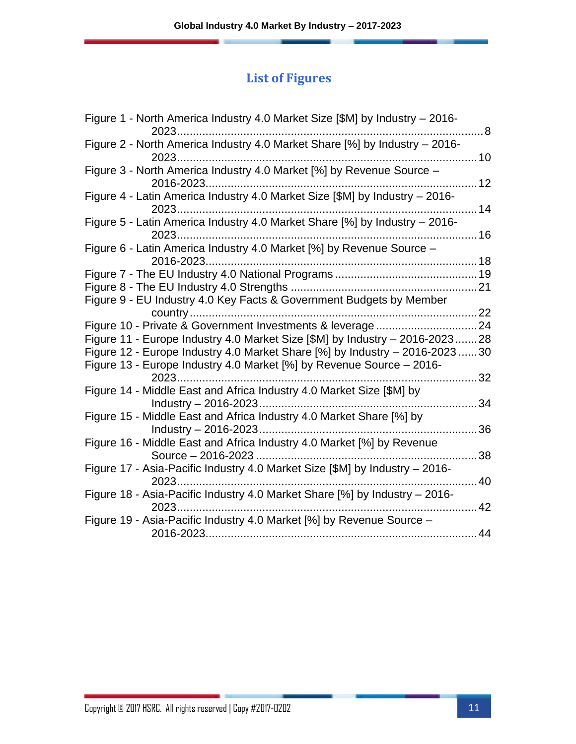# List of Figures

Figure 1 - North America Industry 4.0 Market Size [$M] by Industry – 2016-2023 ........ 8
Figure 2 - North America Industry 4.0 Market Share [%] by Industry – 2016-2023 ........ 10
Figure 3 - North America Industry 4.0 Market [%] by Revenue Source – 2016-2023 ........ 12
Figure 4 - Latin America Industry 4.0 Market Size [$M] by Industry – 2016-2023 ........ 14
Figure 5 - Latin America Industry 4.0 Market Share [%] by Industry – 2016-2023 ........ 16
Figure 6 - Latin America Industry 4.0 Market [%] by Revenue Source – 2016-2023 ........ 18
Figure 7 - The EU Industry 4.0 National Programs ........ 19
Figure 8 - The EU Industry 4.0 Strengths ........ 21
Figure 9 - EU Industry 4.0 Key Facts & Government Budgets by Member country ........ 22
Figure 10 - Private & Government Investments & leverage ........ 24
Figure 11 - Europe Industry 4.0 Market Size [$M] by Industry – 2016-2023 ........ 28
Figure 12 - Europe Industry 4.0 Market Share [%] by Industry – 2016-2023 ........ 30
Figure 13 - Europe Industry 4.0 Market [%] by Revenue Source – 2016-2023 ........ 32
Figure 14 - Middle East and Africa Industry 4.0 Market Size [$M] by Industry – 2016-2023 ........ 34
Figure 15 - Middle East and Africa Industry 4.0 Market Share [%] by Industry – 2016-2023 ........ 36
Figure 16 - Middle East and Africa Industry 4.0 Market [%] by Revenue Source – 2016-2023 ........ 38
Figure 17 - Asia-Pacific Industry 4.0 Market Size [$M] by Industry – 2016-2023 ........ 40
Figure 18 - Asia-Pacific Industry 4.0 Market Share [%] by Industry – 2016-2023 ........ 42
Figure 19 - Asia-Pacific Industry 4.0 Market [%] by Revenue Source – 2016-2023 ........ 44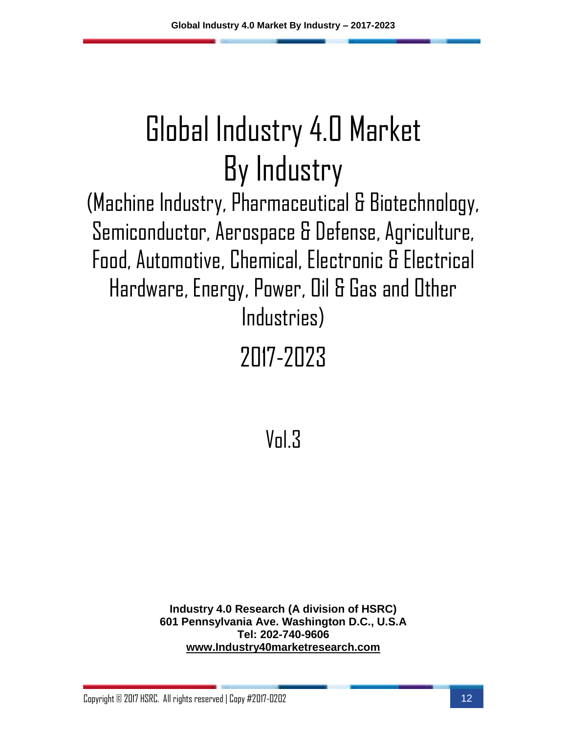# Global Industry 4.0 Market By Industry

## (Machine Industry, Pharmaceutical & Biotechnology, Semiconductor, Aerospace & Defense, Agriculture, Food, Automotive, Chemical, Electronic & Electrical Hardware, Energy, Power, Oil & Gas and Other Industries)

## 2017-2023

## Vol.3

**Industry 4.0 Research (A division of HSRC)**
**601 Pennsylvania Ave. Washington D.C., U.S.A**
**Tel: 202-740-9606**
**www.Industry40marketresearch.com**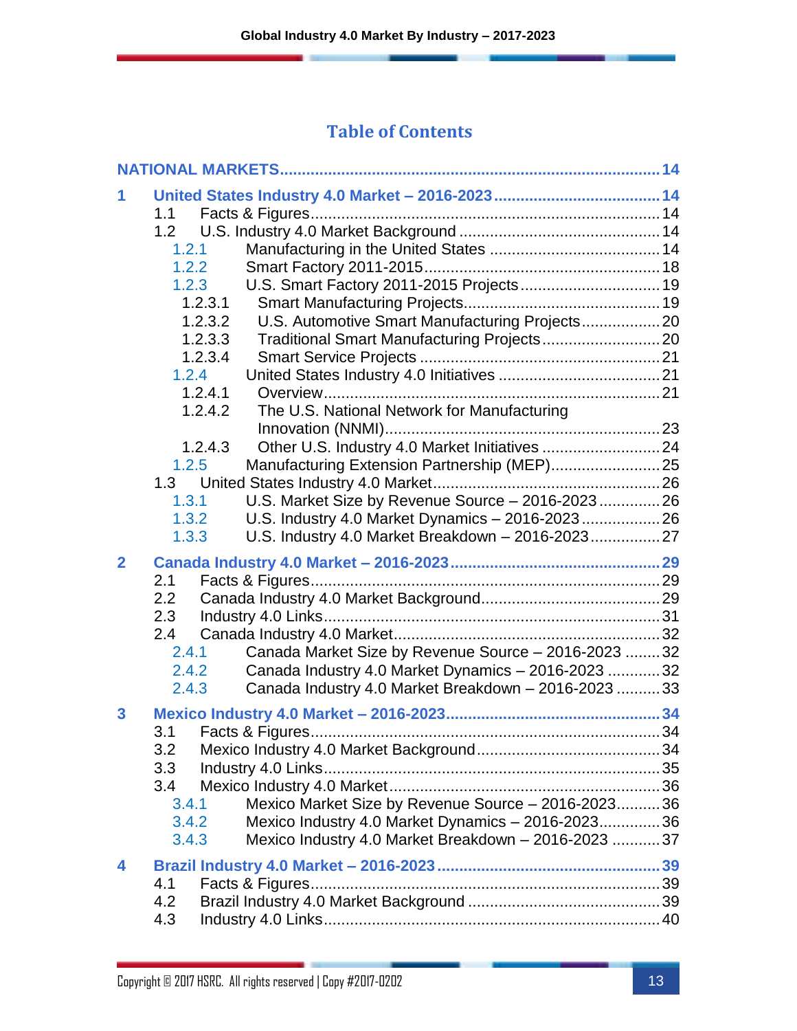## Table of Contents

NATIONAL MARKETS ... 14

1 United States Industry 4.0 Market – 2016-2023 ... 14
- 1.1 Facts & Figures ... 14
- 1.2 U.S. Industry 4.0 Market Background ... 14
  - 1.2.1 Manufacturing in the United States ... 14
  - 1.2.2 Smart Factory 2011-2015 ... 18
  - 1.2.3 U.S. Smart Factory 2011-2015 Projects ... 19
    - 1.2.3.1 Smart Manufacturing Projects ... 19
    - 1.2.3.2 U.S. Automotive Smart Manufacturing Projects ... 20
    - 1.2.3.3 Traditional Smart Manufacturing Projects ... 20
    - 1.2.3.4 Smart Service Projects ... 21
  - 1.2.4 United States Industry 4.0 Initiatives ... 21
    - 1.2.4.1 Overview ... 21
    - 1.2.4.2 The U.S. National Network for Manufacturing Innovation (NNMI) ... 23
    - 1.2.4.3 Other U.S. Industry 4.0 Market Initiatives ... 24
  - 1.2.5 Manufacturing Extension Partnership (MEP) ... 25
- 1.3 United States Industry 4.0 Market ... 26
  - 1.3.1 U.S. Market Size by Revenue Source – 2016-2023 ... 26
  - 1.3.2 U.S. Industry 4.0 Market Dynamics – 2016-2023 ... 26
  - 1.3.3 U.S. Industry 4.0 Market Breakdown – 2016-2023 ... 27

2 Canada Industry 4.0 Market – 2016-2023 ... 29
- 2.1 Facts & Figures ... 29
- 2.2 Canada Industry 4.0 Market Background ... 29
- 2.3 Industry 4.0 Links ... 31
- 2.4 Canada Industry 4.0 Market ... 32
  - 2.4.1 Canada Market Size by Revenue Source – 2016-2023 ... 32
  - 2.4.2 Canada Industry 4.0 Market Dynamics – 2016-2023 ... 32
  - 2.4.3 Canada Industry 4.0 Market Breakdown – 2016-2023 ... 33

3 Mexico Industry 4.0 Market – 2016-2023 ... 34
- 3.1 Facts & Figures ... 34
- 3.2 Mexico Industry 4.0 Market Background ... 34
- 3.3 Industry 4.0 Links ... 35
- 3.4 Mexico Industry 4.0 Market ... 36
  - 3.4.1 Mexico Market Size by Revenue Source – 2016-2023 ... 36
  - 3.4.2 Mexico Industry 4.0 Market Dynamics – 2016-2023 ... 36
  - 3.4.3 Mexico Industry 4.0 Market Breakdown – 2016-2023 ... 37

4 Brazil Industry 4.0 Market – 2016-2023 ... 39
- 4.1 Facts & Figures ... 39
- 4.2 Brazil Industry 4.0 Market Background ... 39
- 4.3 Industry 4.0 Links ... 40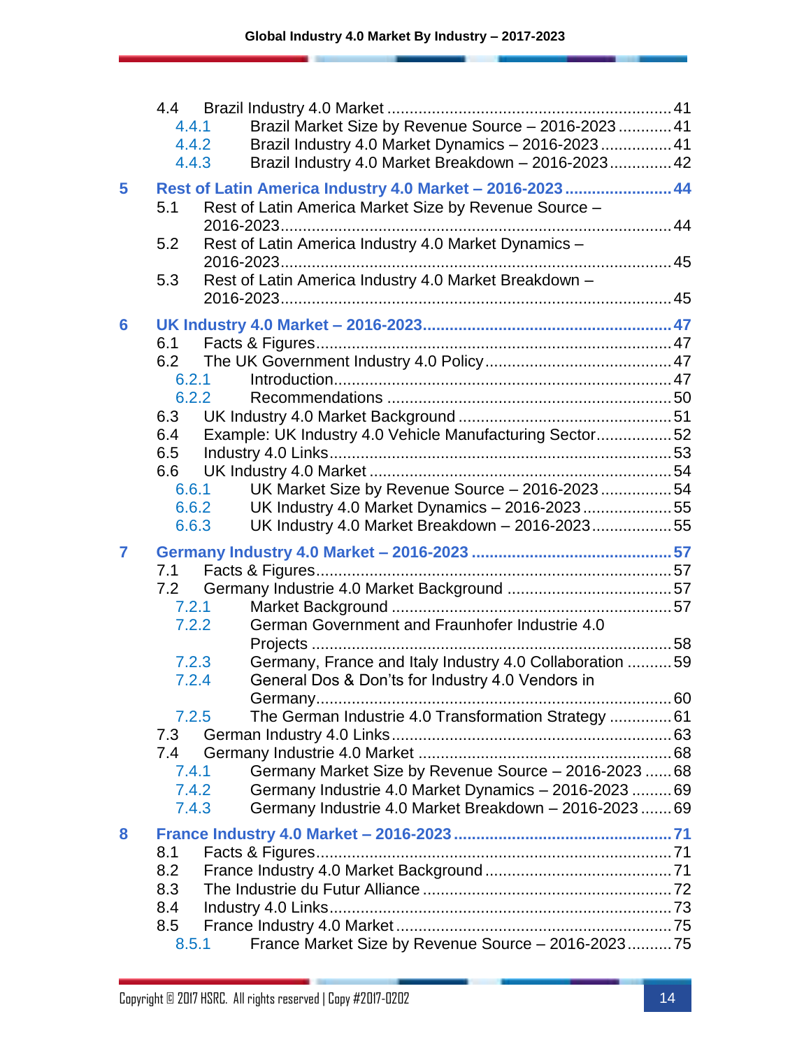- 4.4 Brazil Industry 4.0 Market ........ 41
  - 4.4.1 Brazil Market Size by Revenue Source – 2016-2023 ........ 41
  - 4.4.2 Brazil Industry 4.0 Market Dynamics – 2016-2023 ........ 41
  - 4.4.3 Brazil Industry 4.0 Market Breakdown – 2016-2023 ........ 42

**5 Rest of Latin America Industry 4.0 Market – 2016-2023 ........ 44**

- 5.1 Rest of Latin America Market Size by Revenue Source – 2016-2023 ........ 44
- 5.2 Rest of Latin America Industry 4.0 Market Dynamics – 2016-2023 ........ 45
- 5.3 Rest of Latin America Industry 4.0 Market Breakdown – 2016-2023 ........ 45

**6 UK Industry 4.0 Market – 2016-2023 ........ 47**

- 6.1 Facts & Figures ........ 47
- 6.2 The UK Government Industry 4.0 Policy ........ 47
  - 6.2.1 Introduction ........ 47
  - 6.2.2 Recommendations ........ 50
- 6.3 UK Industry 4.0 Market Background ........ 51
- 6.4 Example: UK Industry 4.0 Vehicle Manufacturing Sector ........ 52
- 6.5 Industry 4.0 Links ........ 53
- 6.6 UK Industry 4.0 Market ........ 54
  - 6.6.1 UK Market Size by Revenue Source – 2016-2023 ........ 54
  - 6.6.2 UK Industry 4.0 Market Dynamics – 2016-2023 ........ 55
  - 6.6.3 UK Industry 4.0 Market Breakdown – 2016-2023 ........ 55

**7 Germany Industry 4.0 Market – 2016-2023 ........ 57**

- 7.1 Facts & Figures ........ 57
- 7.2 Germany Industrie 4.0 Market Background ........ 57
  - 7.2.1 Market Background ........ 57
  - 7.2.2 German Government and Fraunhofer Industrie 4.0 Projects ........ 58
  - 7.2.3 Germany, France and Italy Industry 4.0 Collaboration ........ 59
  - 7.2.4 General Dos & Don'ts for Industry 4.0 Vendors in Germany ........ 60
  - 7.2.5 The German Industrie 4.0 Transformation Strategy ........ 61
- 7.3 German Industry 4.0 Links ........ 63
- 7.4 Germany Industrie 4.0 Market ........ 68
  - 7.4.1 Germany Market Size by Revenue Source – 2016-2023 ........ 68
  - 7.4.2 Germany Industrie 4.0 Market Dynamics – 2016-2023 ........ 69
  - 7.4.3 Germany Industrie 4.0 Market Breakdown – 2016-2023 ........ 69

**8 France Industry 4.0 Market – 2016-2023 ........ 71**

- 8.1 Facts & Figures ........ 71
- 8.2 France Industry 4.0 Market Background ........ 71
- 8.3 The Industrie du Futur Alliance ........ 72
- 8.4 Industry 4.0 Links ........ 73
- 8.5 France Industry 4.0 Market ........ 75
  - 8.5.1 France Market Size by Revenue Source – 2016-2023 ........ 75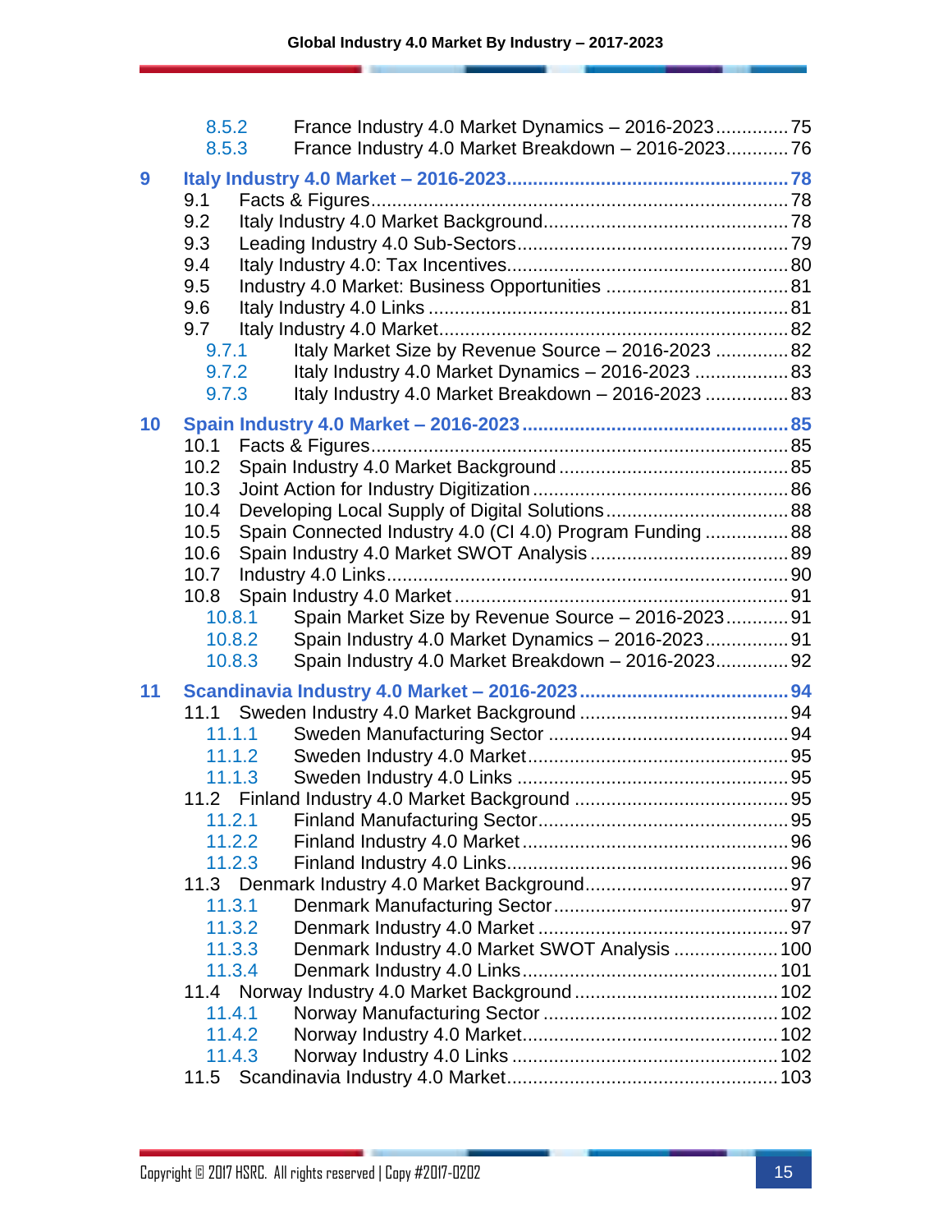8.5.2 France Industry 4.0 Market Dynamics – 2016-2023 .............. 75
8.5.3 France Industry 4.0 Market Breakdown – 2016-2023 ............ 76

**9 Italy Industry 4.0 Market – 2016-2023 ........................................................ 78**

9.1 Facts & Figures ................................................................................. 78
9.2 Italy Industry 4.0 Market Background ................................................ 78
9.3 Leading Industry 4.0 Sub-Sectors ...................................................... 79
9.4 Italy Industry 4.0: Tax Incentives ....................................................... 80
9.5 Industry 4.0 Market: Business Opportunities ..................................... 81
9.6 Italy Industry 4.0 Links ...................................................................... 81
9.7 Italy Industry 4.0 Market .................................................................... 82
9.7.1 Italy Market Size by Revenue Source – 2016-2023 .............. 82
9.7.2 Italy Industry 4.0 Market Dynamics – 2016-2023 .................. 83
9.7.3 Italy Industry 4.0 Market Breakdown – 2016-2023 ................ 83

**10 Spain Industry 4.0 Market – 2016-2023 ...................................................... 85**

10.1 Facts & Figures ................................................................................. 85
10.2 Spain Industry 4.0 Market Background ............................................. 85
10.3 Joint Action for Industry Digitization .................................................. 86
10.4 Developing Local Supply of Digital Solutions .................................... 88
10.5 Spain Connected Industry 4.0 (CI 4.0) Program Funding ................. 88
10.6 Spain Industry 4.0 Market SWOT Analysis ....................................... 89
10.7 Industry 4.0 Links ............................................................................... 90
10.8 Spain Industry 4.0 Market ................................................................. 91
10.8.1 Spain Market Size by Revenue Source – 2016-2023 ............ 91
10.8.2 Spain Industry 4.0 Market Dynamics – 2016-2023 ................ 91
10.8.3 Spain Industry 4.0 Market Breakdown – 2016-2023 .............. 92

**11 Scandinavia Industry 4.0 Market – 2016-2023 ......................................... 94**

11.1 Sweden Industry 4.0 Market Background ......................................... 94
11.1.1 Sweden Manufacturing Sector .............................................. 94
11.1.2 Sweden Industry 4.0 Market .................................................. 95
11.1.3 Sweden Industry 4.0 Links .................................................... 95
11.2 Finland Industry 4.0 Market Background .......................................... 95
11.2.1 Finland Manufacturing Sector ................................................ 95
11.2.2 Finland Industry 4.0 Market ................................................... 96
11.2.3 Finland Industry 4.0 Links ...................................................... 96
11.3 Denmark Industry 4.0 Market Background ....................................... 97
11.3.1 Denmark Manufacturing Sector ............................................. 97
11.3.2 Denmark Industry 4.0 Market ................................................ 97
11.3.3 Denmark Industry 4.0 Market SWOT Analysis .................... 100
11.3.4 Denmark Industry 4.0 Links ................................................. 101
11.4 Norway Industry 4.0 Market Background ........................................ 102
11.4.1 Norway Manufacturing Sector ............................................. 102
11.4.2 Norway Industry 4.0 Market ................................................. 102
11.4.3 Norway Industry 4.0 Links ................................................... 102
11.5 Scandinavia Industry 4.0 Market .................................................... 103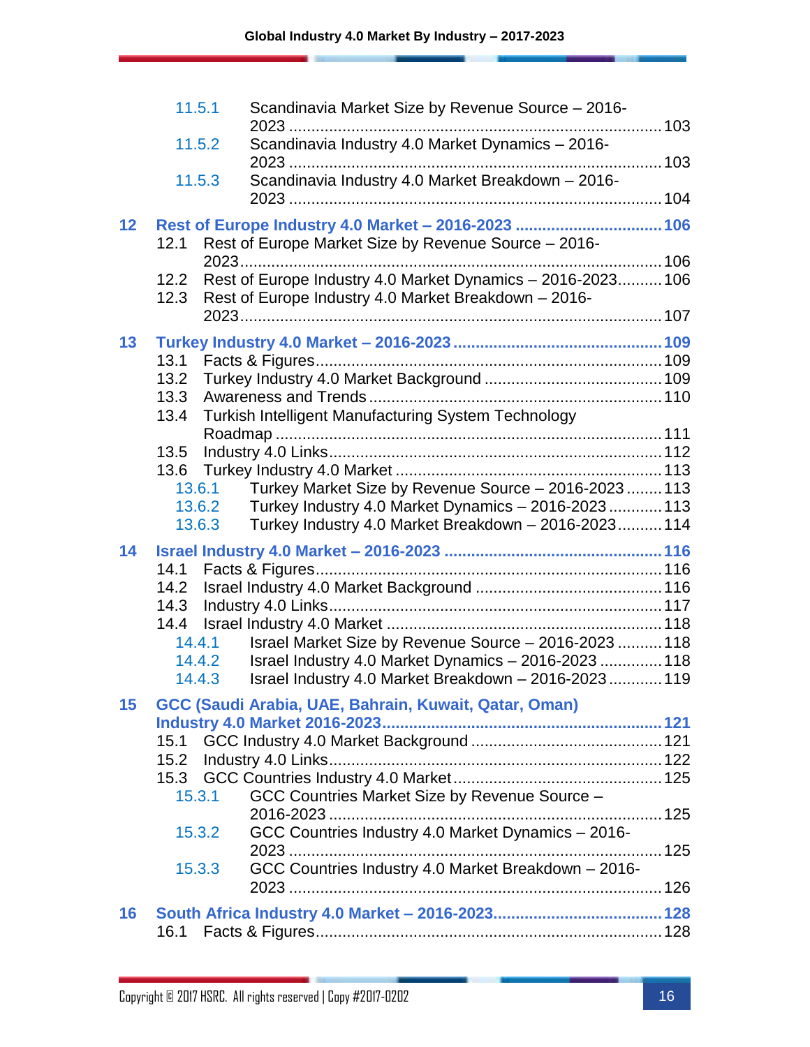- 11.5.1 Scandinavia Market Size by Revenue Source – 2016-2023 ... 103
- 11.5.2 Scandinavia Industry 4.0 Market Dynamics – 2016-2023 ... 103
- 11.5.3 Scandinavia Industry 4.0 Market Breakdown – 2016-2023 ... 104

**12 Rest of Europe Industry 4.0 Market – 2016-2023 ... 106**

- 12.1 Rest of Europe Market Size by Revenue Source – 2016-2023 ... 106
- 12.2 Rest of Europe Industry 4.0 Market Dynamics – 2016-2023 ... 106
- 12.3 Rest of Europe Industry 4.0 Market Breakdown – 2016-2023 ... 107

**13 Turkey Industry 4.0 Market – 2016-2023 ... 109**

- 13.1 Facts & Figures ... 109
- 13.2 Turkey Industry 4.0 Market Background ... 109
- 13.3 Awareness and Trends ... 110
- 13.4 Turkish Intelligent Manufacturing System Technology Roadmap ... 111
- 13.5 Industry 4.0 Links ... 112
- 13.6 Turkey Industry 4.0 Market ... 113
  - 13.6.1 Turkey Market Size by Revenue Source – 2016-2023 ... 113
  - 13.6.2 Turkey Industry 4.0 Market Dynamics – 2016-2023 ... 113
  - 13.6.3 Turkey Industry 4.0 Market Breakdown – 2016-2023 ... 114

**14 Israel Industry 4.0 Market – 2016-2023 ... 116**

- 14.1 Facts & Figures ... 116
- 14.2 Israel Industry 4.0 Market Background ... 116
- 14.3 Industry 4.0 Links ... 117
- 14.4 Israel Industry 4.0 Market ... 118
  - 14.4.1 Israel Market Size by Revenue Source – 2016-2023 ... 118
  - 14.4.2 Israel Industry 4.0 Market Dynamics – 2016-2023 ... 118
  - 14.4.3 Israel Industry 4.0 Market Breakdown – 2016-2023 ... 119

**15 GCC (Saudi Arabia, UAE, Bahrain, Kuwait, Qatar, Oman) Industry 4.0 Market 2016-2023 ... 121**

- 15.1 GCC Industry 4.0 Market Background ... 121
- 15.2 Industry 4.0 Links ... 122
- 15.3 GCC Countries Industry 4.0 Market ... 125
  - 15.3.1 GCC Countries Market Size by Revenue Source – 2016-2023 ... 125
  - 15.3.2 GCC Countries Industry 4.0 Market Dynamics – 2016-2023 ... 125
  - 15.3.3 GCC Countries Industry 4.0 Market Breakdown – 2016-2023 ... 126

**16 South Africa Industry 4.0 Market – 2016-2023 ... 128**

- 16.1 Facts & Figures ... 128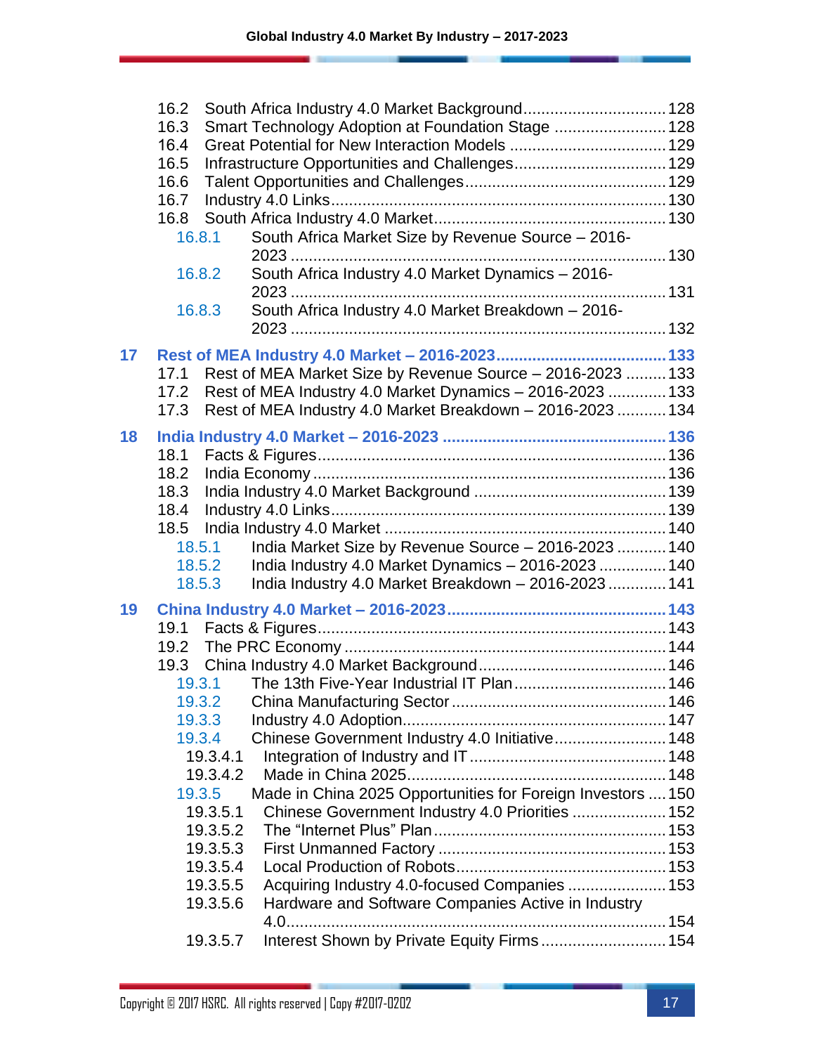- 16.2 South Africa Industry 4.0 Market Background ................................ 128
- 16.3 Smart Technology Adoption at Foundation Stage ......................... 128
- 16.4 Great Potential for New Interaction Models ................................... 129
- 16.5 Infrastructure Opportunities and Challenges.................................. 129
- 16.6 Talent Opportunities and Challenges............................................. 129
- 16.7 Industry 4.0 Links.......................................................................... 130
- 16.8 South Africa Industry 4.0 Market.................................................... 130
  - 16.8.1 South Africa Market Size by Revenue Source – 2016-2023 ................................................................................... 130
  - 16.8.2 South Africa Industry 4.0 Market Dynamics – 2016-2023 ................................................................................... 131
  - 16.8.3 South Africa Industry 4.0 Market Breakdown – 2016-2023 ................................................................................... 132

**17 Rest of MEA Industry 4.0 Market – 2016-2023....................................... 133**

- 17.1 Rest of MEA Market Size by Revenue Source – 2016-2023 ......... 133
- 17.2 Rest of MEA Industry 4.0 Market Dynamics – 2016-2023 ............. 133
- 17.3 Rest of MEA Industry 4.0 Market Breakdown – 2016-2023 ........... 134

**18 India Industry 4.0 Market – 2016-2023 .................................................. 136**

- 18.1 Facts & Figures............................................................................. 136
- 18.2 India Economy .............................................................................. 136
- 18.3 India Industry 4.0 Market Background .......................................... 139
- 18.4 Industry 4.0 Links.......................................................................... 139
- 18.5 India Industry 4.0 Market .............................................................. 140
  - 18.5.1 India Market Size by Revenue Source – 2016-2023 ........... 140
  - 18.5.2 India Industry 4.0 Market Dynamics – 2016-2023 ............... 140
  - 18.5.3 India Industry 4.0 Market Breakdown – 2016-2023 ............. 141

**19 China Industry 4.0 Market – 2016-2023................................................. 143**

- 19.1 Facts & Figures............................................................................. 143
- 19.2 The PRC Economy ....................................................................... 144
- 19.3 China Industry 4.0 Market Background......................................... 146
  - 19.3.1 The 13th Five-Year Industrial IT Plan.................................. 146
  - 19.3.2 China Manufacturing Sector ............................................... 146
  - 19.3.3 Industry 4.0 Adoption.......................................................... 147
  - 19.3.4 Chinese Government Industry 4.0 Initiative......................... 148
    - 19.3.4.1 Integration of Industry and IT ........................................... 148
    - 19.3.4.2 Made in China 2025......................................................... 148
  - 19.3.5 Made in China 2025 Opportunities for Foreign Investors .... 150
    - 19.3.5.1 Chinese Government Industry 4.0 Priorities ..................... 152
    - 19.3.5.2 The “Internet Plus” Plan ................................................... 153
    - 19.3.5.3 First Unmanned Factory .................................................. 153
    - 19.3.5.4 Local Production of Robots............................................... 153
    - 19.3.5.5 Acquiring Industry 4.0-focused Companies ...................... 153
    - 19.3.5.6 Hardware and Software Companies Active in Industry 4.0.................................................................................... 154
    - 19.3.5.7 Interest Shown by Private Equity Firms ............................ 154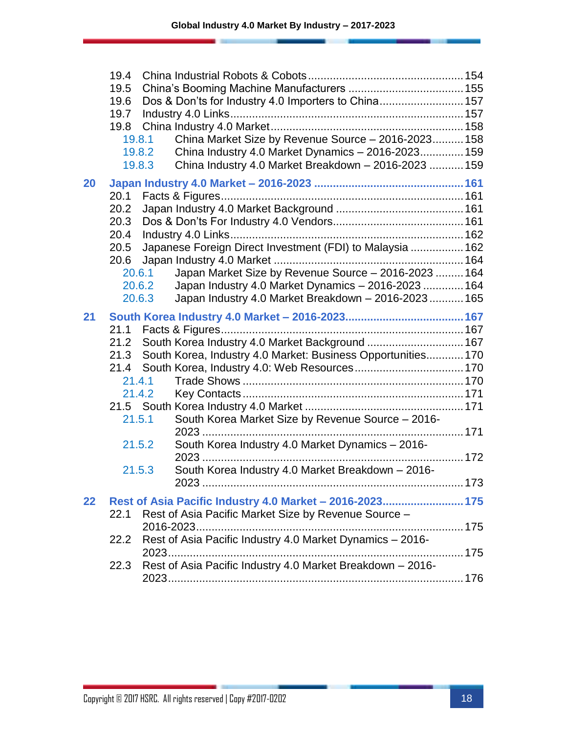19.4 China Industrial Robots & Cobots ........ 154
19.5 China's Booming Machine Manufacturers ........ 155
19.6 Dos & Don'ts for Industry 4.0 Importers to China ........ 157
19.7 Industry 4.0 Links ........ 157
19.8 China Industry 4.0 Market ........ 158
- 19.8.1 China Market Size by Revenue Source – 2016-2023 ........ 158
- 19.8.2 China Industry 4.0 Market Dynamics – 2016-2023 ........ 159
- 19.8.3 China Industry 4.0 Market Breakdown – 2016-2023 ........ 159

**20 Japan Industry 4.0 Market – 2016-2023 ........ 161**

20.1 Facts & Figures ........ 161
20.2 Japan Industry 4.0 Market Background ........ 161
20.3 Dos & Don'ts For Industry 4.0 Vendors ........ 161
20.4 Industry 4.0 Links ........ 162
20.5 Japanese Foreign Direct Investment (FDI) to Malaysia ........ 162
20.6 Japan Industry 4.0 Market ........ 164
- 20.6.1 Japan Market Size by Revenue Source – 2016-2023 ........ 164
- 20.6.2 Japan Industry 4.0 Market Dynamics – 2016-2023 ........ 164
- 20.6.3 Japan Industry 4.0 Market Breakdown – 2016-2023 ........ 165

**21 South Korea Industry 4.0 Market – 2016-2023 ........ 167**

21.1 Facts & Figures ........ 167
21.2 South Korea Industry 4.0 Market Background ........ 167
21.3 South Korea, Industry 4.0 Market: Business Opportunities ........ 170
21.4 South Korea, Industry 4.0: Web Resources ........ 170
- 21.4.1 Trade Shows ........ 170
- 21.4.2 Key Contacts ........ 171

21.5 South Korea Industry 4.0 Market ........ 171
- 21.5.1 South Korea Market Size by Revenue Source – 2016-2023 ........ 171
- 21.5.2 South Korea Industry 4.0 Market Dynamics – 2016-2023 ........ 172
- 21.5.3 South Korea Industry 4.0 Market Breakdown – 2016-2023 ........ 173

**22 Rest of Asia Pacific Industry 4.0 Market – 2016-2023 ........ 175**

22.1 Rest of Asia Pacific Market Size by Revenue Source – 2016-2023 ........ 175
22.2 Rest of Asia Pacific Industry 4.0 Market Dynamics – 2016-2023 ........ 175
22.3 Rest of Asia Pacific Industry 4.0 Market Breakdown – 2016-2023 ........ 176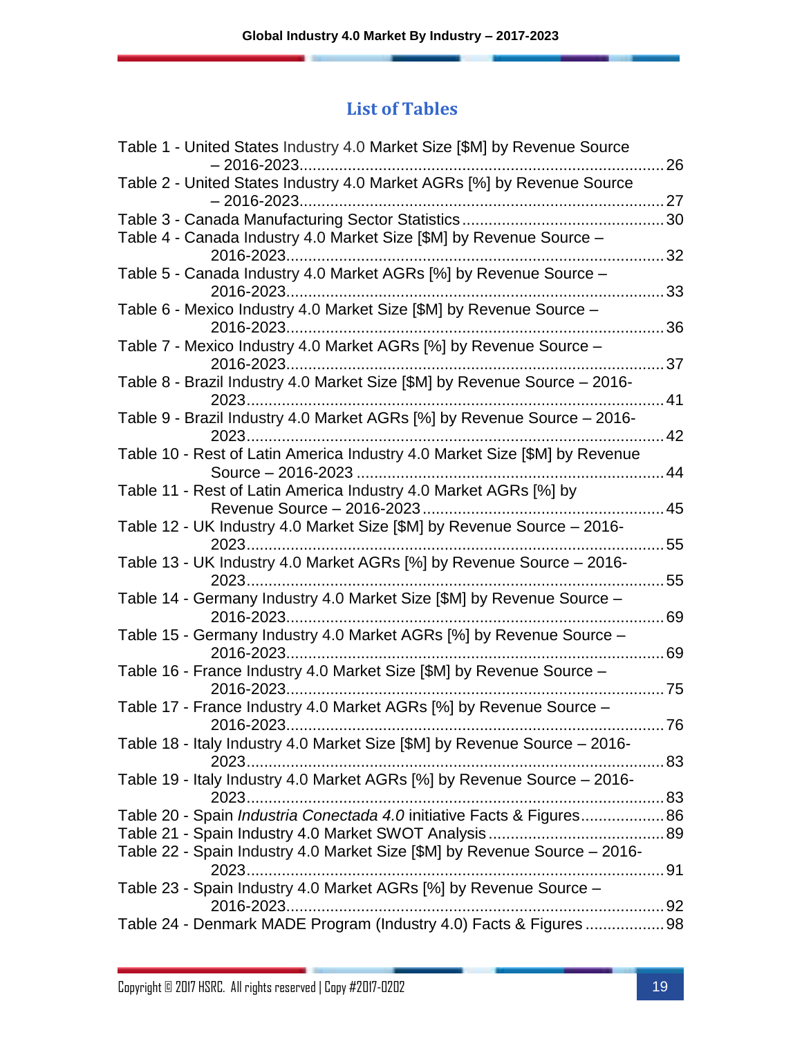## List of Tables

Table 1 - United States Industry 4.0 Market Size [$M] by Revenue Source – 2016-2023 ... 26
Table 2 - United States Industry 4.0 Market AGRs [%] by Revenue Source – 2016-2023 ... 27
Table 3 - Canada Manufacturing Sector Statistics ... 30
Table 4 - Canada Industry 4.0 Market Size [$M] by Revenue Source – 2016-2023 ... 32
Table 5 - Canada Industry 4.0 Market AGRs [%] by Revenue Source – 2016-2023 ... 33
Table 6 - Mexico Industry 4.0 Market Size [$M] by Revenue Source – 2016-2023 ... 36
Table 7 - Mexico Industry 4.0 Market AGRs [%] by Revenue Source – 2016-2023 ... 37
Table 8 - Brazil Industry 4.0 Market Size [$M] by Revenue Source – 2016-2023 ... 41
Table 9 - Brazil Industry 4.0 Market AGRs [%] by Revenue Source – 2016-2023 ... 42
Table 10 - Rest of Latin America Industry 4.0 Market Size [$M] by Revenue Source – 2016-2023 ... 44
Table 11 - Rest of Latin America Industry 4.0 Market AGRs [%] by Revenue Source – 2016-2023 ... 45
Table 12 - UK Industry 4.0 Market Size [$M] by Revenue Source – 2016-2023 ... 55
Table 13 - UK Industry 4.0 Market AGRs [%] by Revenue Source – 2016-2023 ... 55
Table 14 - Germany Industry 4.0 Market Size [$M] by Revenue Source – 2016-2023 ... 69
Table 15 - Germany Industry 4.0 Market AGRs [%] by Revenue Source – 2016-2023 ... 69
Table 16 - France Industry 4.0 Market Size [$M] by Revenue Source – 2016-2023 ... 75
Table 17 - France Industry 4.0 Market AGRs [%] by Revenue Source – 2016-2023 ... 76
Table 18 - Italy Industry 4.0 Market Size [$M] by Revenue Source – 2016-2023 ... 83
Table 19 - Italy Industry 4.0 Market AGRs [%] by Revenue Source – 2016-2023 ... 83
Table 20 - Spain *Industria Conectada 4.0* initiative Facts & Figures ... 86
Table 21 - Spain Industry 4.0 Market SWOT Analysis ... 89
Table 22 - Spain Industry 4.0 Market Size [$M] by Revenue Source – 2016-2023 ... 91
Table 23 - Spain Industry 4.0 Market AGRs [%] by Revenue Source – 2016-2023 ... 92
Table 24 - Denmark MADE Program (Industry 4.0) Facts & Figures ... 98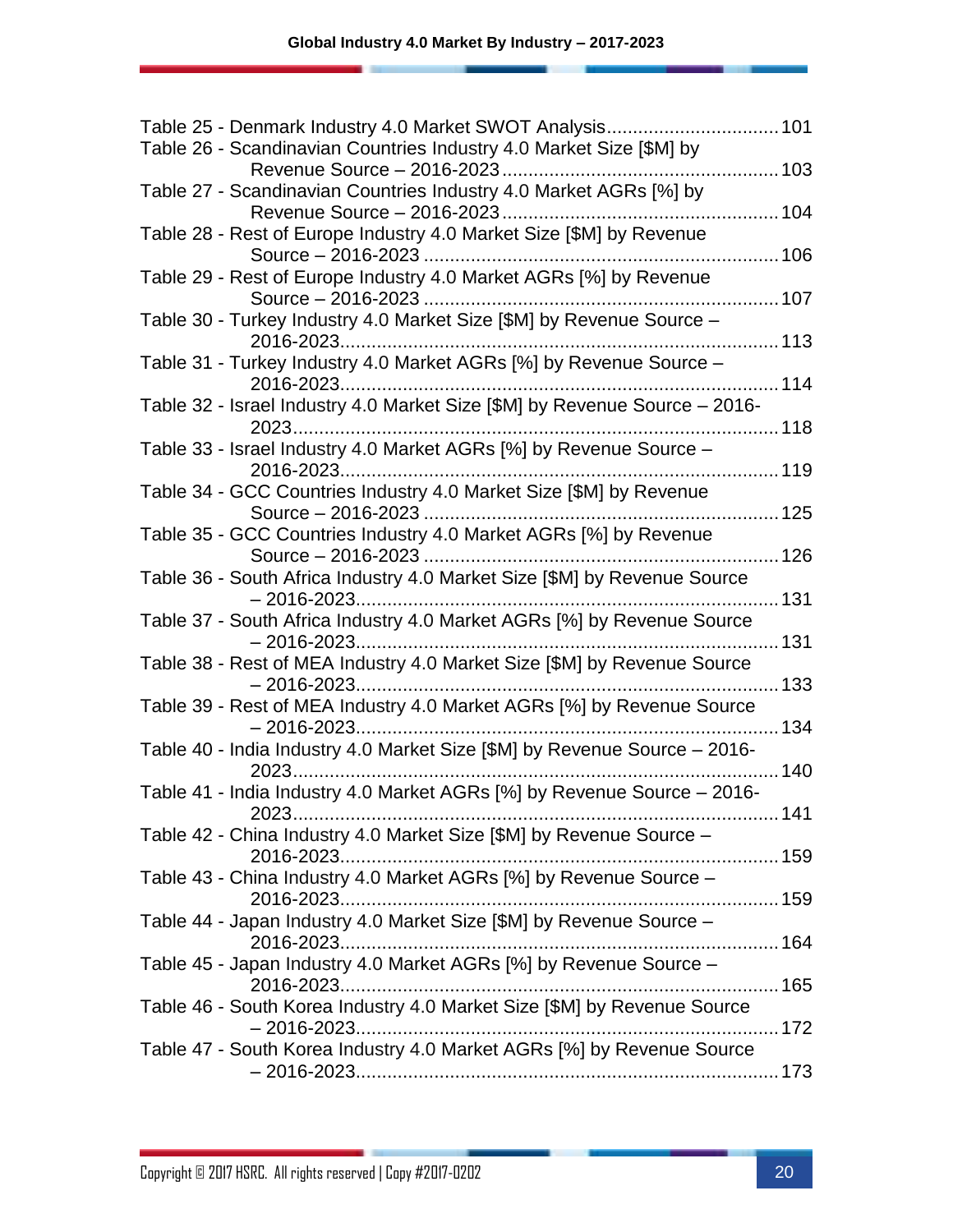Table 25 - Denmark Industry 4.0 Market SWOT Analysis ................................. 101
Table 26 - Scandinavian Countries Industry 4.0 Market Size [$M] by Revenue Source – 2016-2023 ..................................................... 103
Table 27 - Scandinavian Countries Industry 4.0 Market AGRs [%] by Revenue Source – 2016-2023 ..................................................... 104
Table 28 - Rest of Europe Industry 4.0 Market Size [$M] by Revenue Source – 2016-2023 ..................................................................... 106
Table 29 - Rest of Europe Industry 4.0 Market AGRs [%] by Revenue Source – 2016-2023 ..................................................................... 107
Table 30 - Turkey Industry 4.0 Market Size [$M] by Revenue Source – 2016-2023 ............................................................................... 113
Table 31 - Turkey Industry 4.0 Market AGRs [%] by Revenue Source – 2016-2023 ............................................................................... 114
Table 32 - Israel Industry 4.0 Market Size [$M] by Revenue Source – 2016-2023 ............................................................................... 118
Table 33 - Israel Industry 4.0 Market AGRs [%] by Revenue Source – 2016-2023 ............................................................................... 119
Table 34 - GCC Countries Industry 4.0 Market Size [$M] by Revenue Source – 2016-2023 ..................................................................... 125
Table 35 - GCC Countries Industry 4.0 Market AGRs [%] by Revenue Source – 2016-2023 ..................................................................... 126
Table 36 - South Africa Industry 4.0 Market Size [$M] by Revenue Source – 2016-2023 ............................................................................... 131
Table 37 - South Africa Industry 4.0 Market AGRs [%] by Revenue Source – 2016-2023 ............................................................................... 131
Table 38 - Rest of MEA Industry 4.0 Market Size [$M] by Revenue Source – 2016-2023 ............................................................................... 133
Table 39 - Rest of MEA Industry 4.0 Market AGRs [%] by Revenue Source – 2016-2023 ............................................................................... 134
Table 40 - India Industry 4.0 Market Size [$M] by Revenue Source – 2016-2023 ............................................................................... 140
Table 41 - India Industry 4.0 Market AGRs [%] by Revenue Source – 2016-2023 ............................................................................... 141
Table 42 - China Industry 4.0 Market Size [$M] by Revenue Source – 2016-2023 ............................................................................... 159
Table 43 - China Industry 4.0 Market AGRs [%] by Revenue Source – 2016-2023 ............................................................................... 159
Table 44 - Japan Industry 4.0 Market Size [$M] by Revenue Source – 2016-2023 ............................................................................... 164
Table 45 - Japan Industry 4.0 Market AGRs [%] by Revenue Source – 2016-2023 ............................................................................... 165
Table 46 - South Korea Industry 4.0 Market Size [$M] by Revenue Source – 2016-2023 ............................................................................... 172
Table 47 - South Korea Industry 4.0 Market AGRs [%] by Revenue Source – 2016-2023 ............................................................................... 173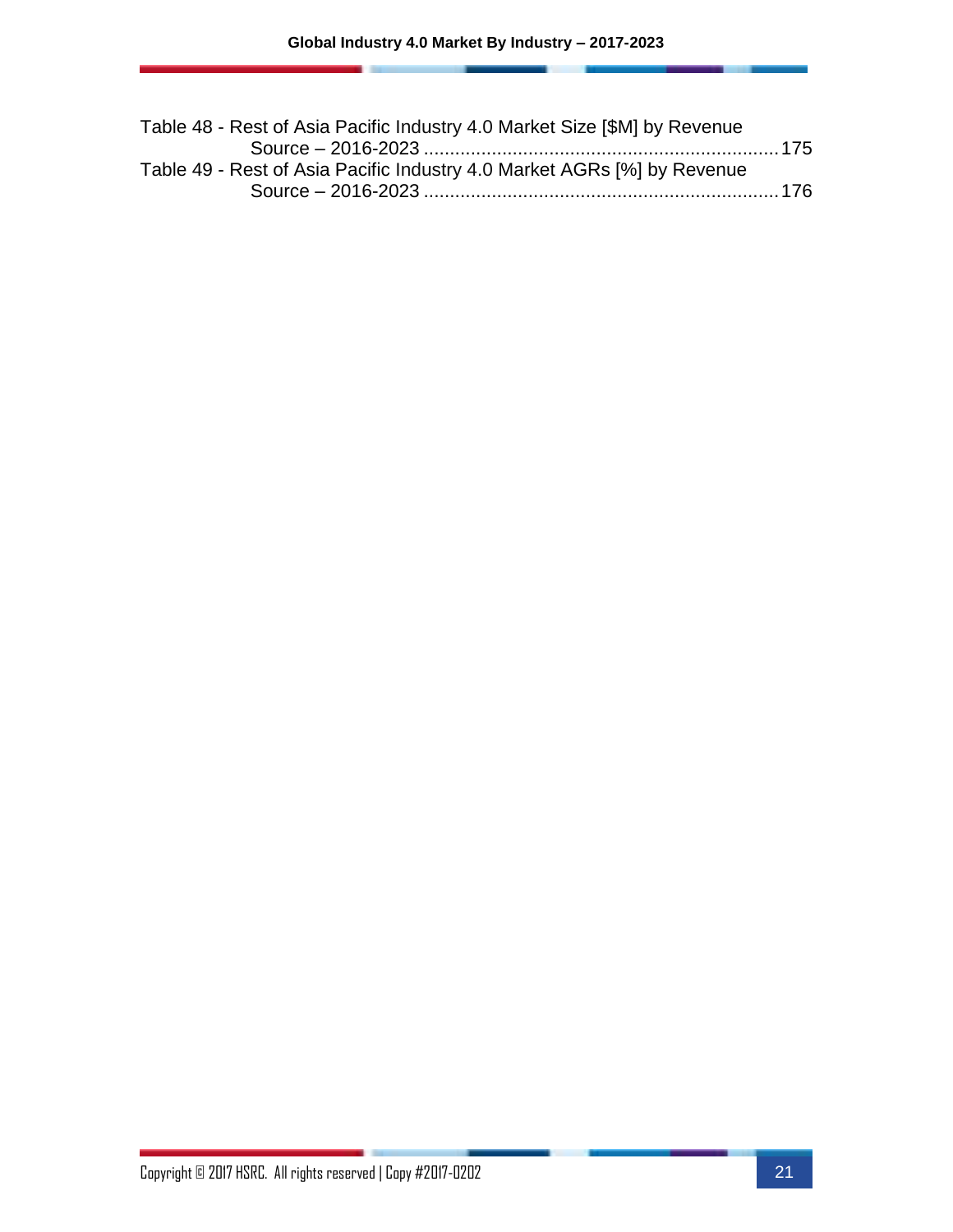Table 48 - Rest of Asia Pacific Industry 4.0 Market Size [$M] by Revenue Source – 2016-2023 .................................................................... 175

Table 49 - Rest of Asia Pacific Industry 4.0 Market AGRs [%] by Revenue Source – 2016-2023 .................................................................... 176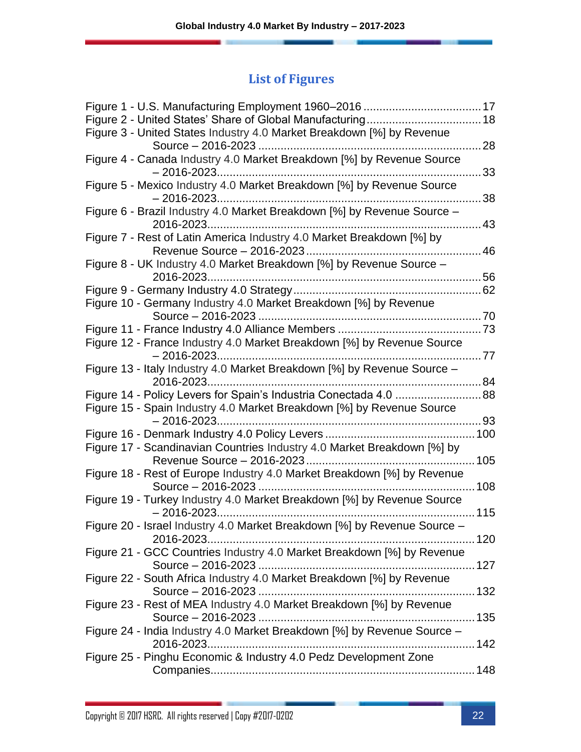## List of Figures

Figure 1 - U.S. Manufacturing Employment 1960–2016 ..................................... 17
Figure 2 - United States' Share of Global Manufacturing .................................... 18
Figure 3 - United States Industry 4.0 Market Breakdown [%] by Revenue Source – 2016-2023 ..................................................................... 28
Figure 4 - Canada Industry 4.0 Market Breakdown [%] by Revenue Source – 2016-2023 .................................................................................. 33
Figure 5 - Mexico Industry 4.0 Market Breakdown [%] by Revenue Source – 2016-2023 .................................................................................. 38
Figure 6 - Brazil Industry 4.0 Market Breakdown [%] by Revenue Source – 2016-2023 .................................................................................. 43
Figure 7 - Rest of Latin America Industry 4.0 Market Breakdown [%] by Revenue Source – 2016-2023 ...................................................... 46
Figure 8 - UK Industry 4.0 Market Breakdown [%] by Revenue Source – 2016-2023 .................................................................................. 56
Figure 9 - Germany Industry 4.0 Strategy .......................................................... 62
Figure 10 - Germany Industry 4.0 Market Breakdown [%] by Revenue Source – 2016-2023 ..................................................................... 70
Figure 11 - France Industry 4.0 Alliance Members ............................................. 73
Figure 12 - France Industry 4.0 Market Breakdown [%] by Revenue Source – 2016-2023 .................................................................................. 77
Figure 13 - Italy Industry 4.0 Market Breakdown [%] by Revenue Source – 2016-2023 .................................................................................. 84
Figure 14 - Policy Levers for Spain's Industria Conectada 4.0 ........................... 88
Figure 15 - Spain Industry 4.0 Market Breakdown [%] by Revenue Source – 2016-2023 .................................................................................. 93
Figure 16 - Denmark Industry 4.0 Policy Levers .............................................. 100
Figure 17 - Scandinavian Countries Industry 4.0 Market Breakdown [%] by Revenue Source – 2016-2023 .................................................... 105
Figure 18 - Rest of Europe Industry 4.0 Market Breakdown [%] by Revenue Source – 2016-2023 ................................................................... 108
Figure 19 - Turkey Industry 4.0 Market Breakdown [%] by Revenue Source – 2016-2023 ................................................................................ 115
Figure 20 - Israel Industry 4.0 Market Breakdown [%] by Revenue Source – 2016-2023 .................................................................................. 120
Figure 21 - GCC Countries Industry 4.0 Market Breakdown [%] by Revenue Source – 2016-2023 ................................................................... 127
Figure 22 - South Africa Industry 4.0 Market Breakdown [%] by Revenue Source – 2016-2023 ................................................................... 132
Figure 23 - Rest of MEA Industry 4.0 Market Breakdown [%] by Revenue Source – 2016-2023 ................................................................... 135
Figure 24 - India Industry 4.0 Market Breakdown [%] by Revenue Source – 2016-2023 .................................................................................. 142
Figure 25 - Pinghu Economic & Industry 4.0 Pedz Development Zone Companies .................................................................................. 148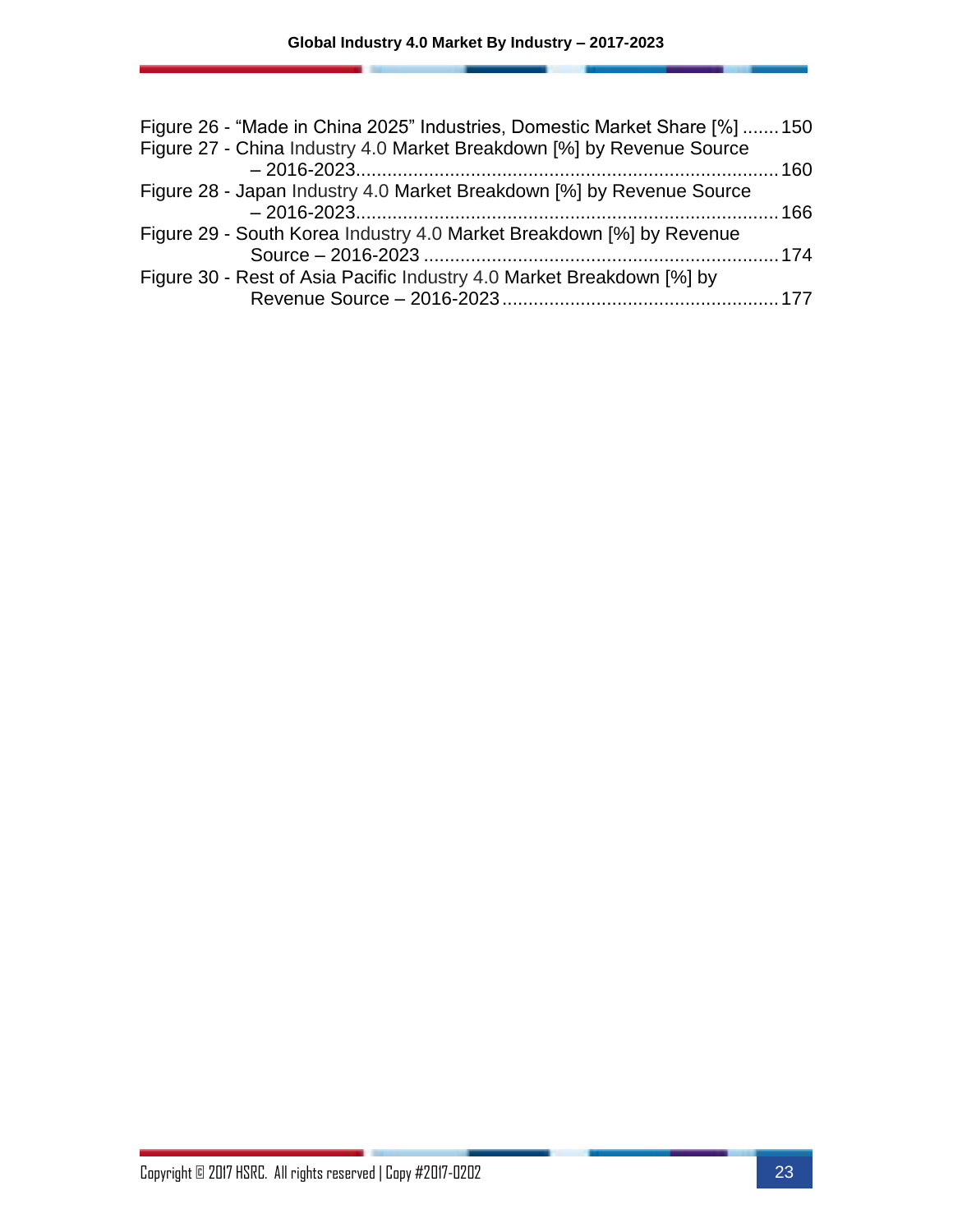Figure 26 - "Made in China 2025" Industries, Domestic Market Share [%] ....... 150

Figure 27 - China Industry 4.0 Market Breakdown [%] by Revenue Source – 2016-2023 ................................................................................. 160

Figure 28 - Japan Industry 4.0 Market Breakdown [%] by Revenue Source – 2016-2023 ................................................................................. 166

Figure 29 - South Korea Industry 4.0 Market Breakdown [%] by Revenue Source – 2016-2023 ..................................................................... 174

Figure 30 - Rest of Asia Pacific Industry 4.0 Market Breakdown [%] by Revenue Source – 2016-2023 ..................................................... 177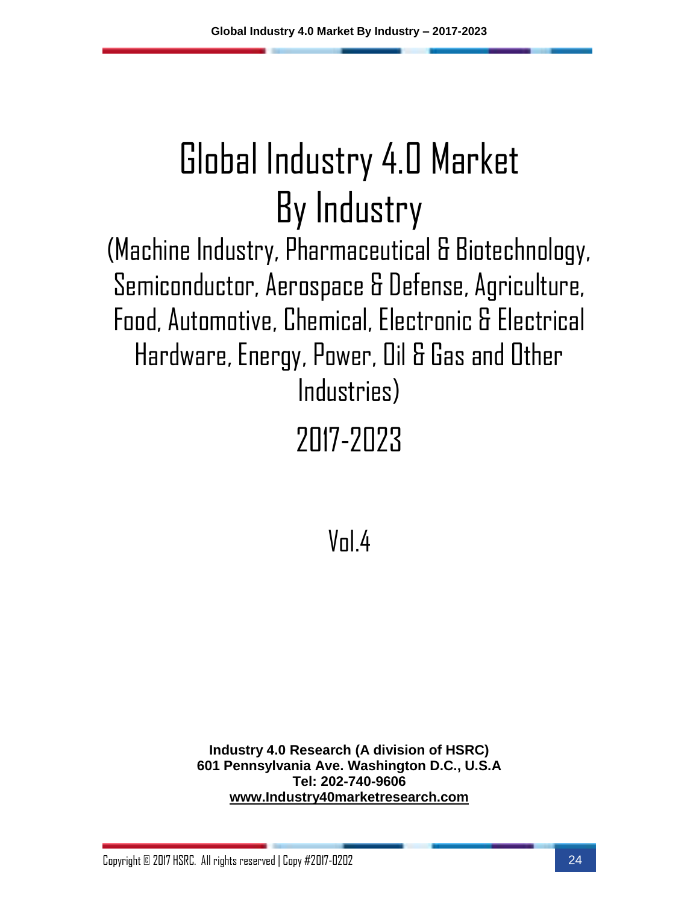# Global Industry 4.0 Market By Industry

(Machine Industry, Pharmaceutical & Biotechnology, Semiconductor, Aerospace & Defense, Agriculture, Food, Automotive, Chemical, Electronic & Electrical Hardware, Energy, Power, Oil & Gas and Other Industries)

2017-2023

Vol.4

**Industry 4.0 Research (A division of HSRC)**
**601 Pennsylvania Ave. Washington D.C., U.S.A**
**Tel: 202-740-9606**
**www.Industry40marketresearch.com**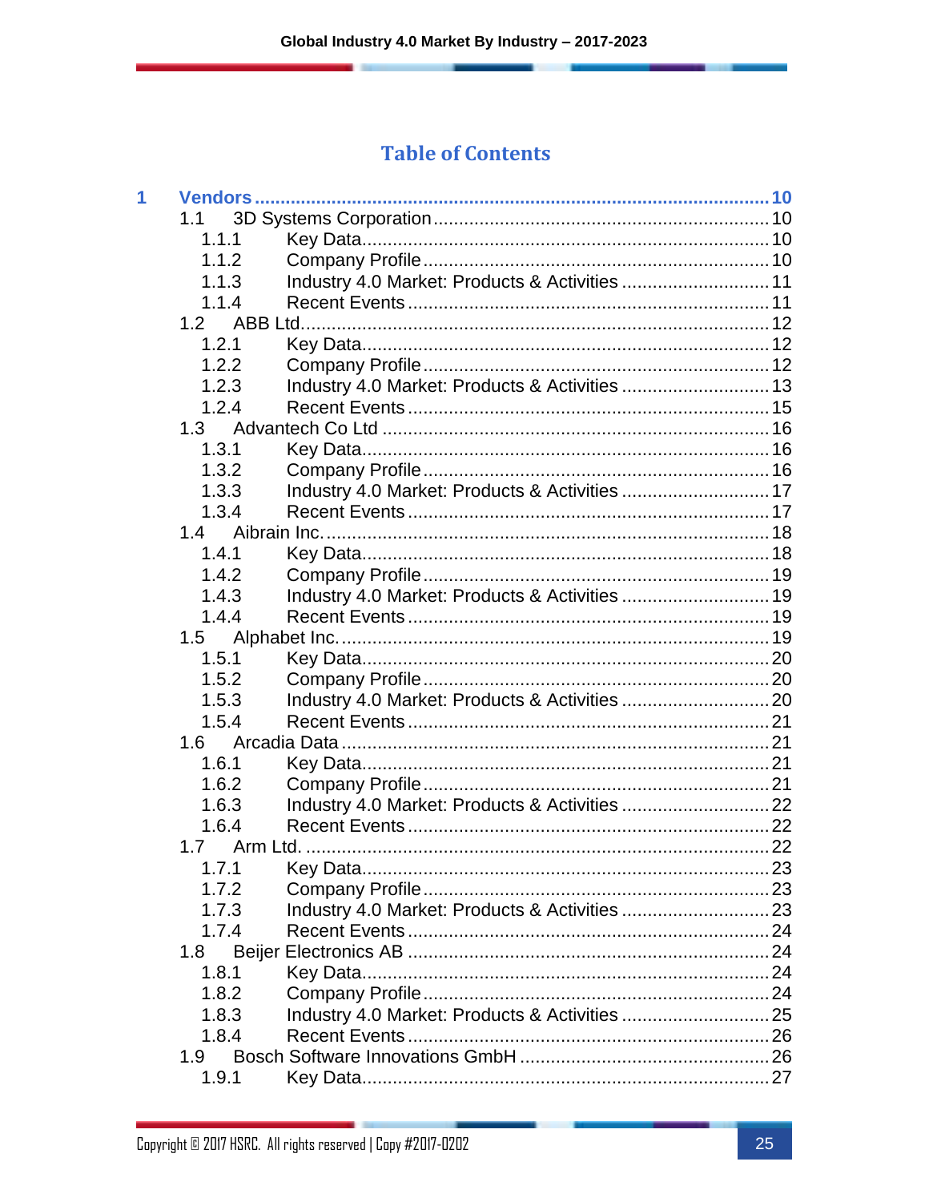## Table of Contents

**1 Vendors ..... 10**

- 1.1 3D Systems Corporation ..... 10
  - 1.1.1 Key Data ..... 10
  - 1.1.2 Company Profile ..... 10
  - 1.1.3 Industry 4.0 Market: Products & Activities ..... 11
  - 1.1.4 Recent Events ..... 11
- 1.2 ABB Ltd ..... 12
  - 1.2.1 Key Data ..... 12
  - 1.2.2 Company Profile ..... 12
  - 1.2.3 Industry 4.0 Market: Products & Activities ..... 13
  - 1.2.4 Recent Events ..... 15
- 1.3 Advantech Co Ltd ..... 16
  - 1.3.1 Key Data ..... 16
  - 1.3.2 Company Profile ..... 16
  - 1.3.3 Industry 4.0 Market: Products & Activities ..... 17
  - 1.3.4 Recent Events ..... 17
- 1.4 Aibrain Inc. ..... 18
  - 1.4.1 Key Data ..... 18
  - 1.4.2 Company Profile ..... 19
  - 1.4.3 Industry 4.0 Market: Products & Activities ..... 19
  - 1.4.4 Recent Events ..... 19
- 1.5 Alphabet Inc. ..... 19
  - 1.5.1 Key Data ..... 20
  - 1.5.2 Company Profile ..... 20
  - 1.5.3 Industry 4.0 Market: Products & Activities ..... 20
  - 1.5.4 Recent Events ..... 21
- 1.6 Arcadia Data ..... 21
  - 1.6.1 Key Data ..... 21
  - 1.6.2 Company Profile ..... 21
  - 1.6.3 Industry 4.0 Market: Products & Activities ..... 22
  - 1.6.4 Recent Events ..... 22
- 1.7 Arm Ltd. ..... 22
  - 1.7.1 Key Data ..... 23
  - 1.7.2 Company Profile ..... 23
  - 1.7.3 Industry 4.0 Market: Products & Activities ..... 23
  - 1.7.4 Recent Events ..... 24
- 1.8 Beijer Electronics AB ..... 24
  - 1.8.1 Key Data ..... 24
  - 1.8.2 Company Profile ..... 24
  - 1.8.3 Industry 4.0 Market: Products & Activities ..... 25
  - 1.8.4 Recent Events ..... 26
- 1.9 Bosch Software Innovations GmbH ..... 26
  - 1.9.1 Key Data ..... 27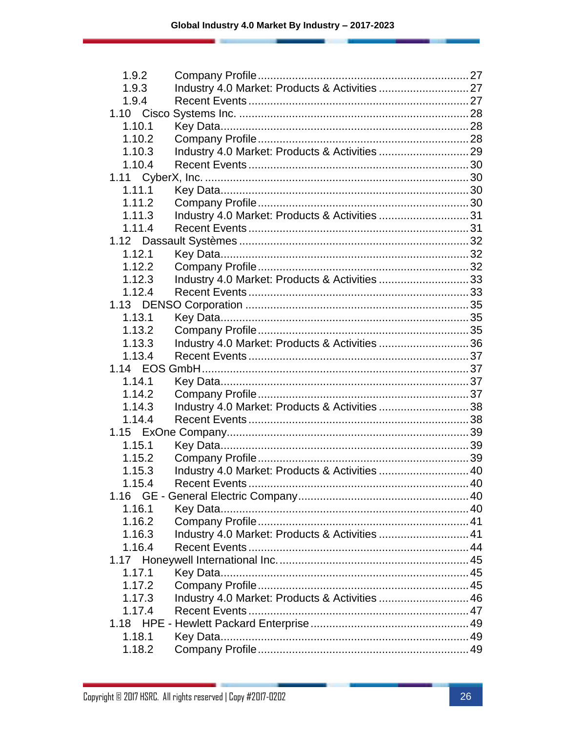| | | |
|---|---|---|
| 1.9.2 | Company Profile | 27 |
| 1.9.3 | Industry 4.0 Market: Products & Activities | 27 |
| 1.9.4 | Recent Events | 27 |
| 1.10 | Cisco Systems Inc. | 28 |
| 1.10.1 | Key Data | 28 |
| 1.10.2 | Company Profile | 28 |
| 1.10.3 | Industry 4.0 Market: Products & Activities | 29 |
| 1.10.4 | Recent Events | 30 |
| 1.11 | CyberX, Inc. | 30 |
| 1.11.1 | Key Data | 30 |
| 1.11.2 | Company Profile | 30 |
| 1.11.3 | Industry 4.0 Market: Products & Activities | 31 |
| 1.11.4 | Recent Events | 31 |
| 1.12 | Dassault Systèmes | 32 |
| 1.12.1 | Key Data | 32 |
| 1.12.2 | Company Profile | 32 |
| 1.12.3 | Industry 4.0 Market: Products & Activities | 33 |
| 1.12.4 | Recent Events | 33 |
| 1.13 | DENSO Corporation | 35 |
| 1.13.1 | Key Data | 35 |
| 1.13.2 | Company Profile | 35 |
| 1.13.3 | Industry 4.0 Market: Products & Activities | 36 |
| 1.13.4 | Recent Events | 37 |
| 1.14 | EOS GmbH | 37 |
| 1.14.1 | Key Data | 37 |
| 1.14.2 | Company Profile | 37 |
| 1.14.3 | Industry 4.0 Market: Products & Activities | 38 |
| 1.14.4 | Recent Events | 38 |
| 1.15 | ExOne Company | 39 |
| 1.15.1 | Key Data | 39 |
| 1.15.2 | Company Profile | 39 |
| 1.15.3 | Industry 4.0 Market: Products & Activities | 40 |
| 1.15.4 | Recent Events | 40 |
| 1.16 | GE - General Electric Company | 40 |
| 1.16.1 | Key Data | 40 |
| 1.16.2 | Company Profile | 41 |
| 1.16.3 | Industry 4.0 Market: Products & Activities | 41 |
| 1.16.4 | Recent Events | 44 |
| 1.17 | Honeywell International Inc. | 45 |
| 1.17.1 | Key Data | 45 |
| 1.17.2 | Company Profile | 45 |
| 1.17.3 | Industry 4.0 Market: Products & Activities | 46 |
| 1.17.4 | Recent Events | 47 |
| 1.18 | HPE - Hewlett Packard Enterprise | 49 |
| 1.18.1 | Key Data | 49 |
| 1.18.2 | Company Profile | 49 |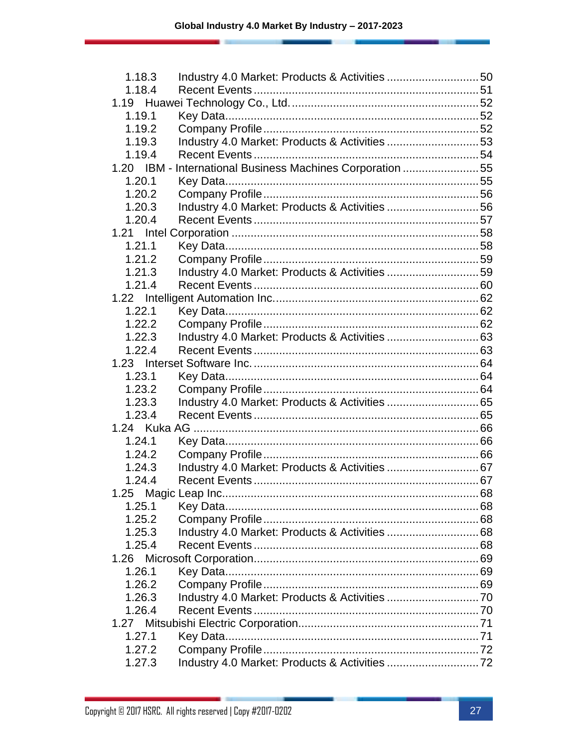1.18.3 Industry 4.0 Market: Products & Activities ............................ 50
1.18.4 Recent Events ..................................................................... 51
1.19 Huawei Technology Co., Ltd. .......................................................... 52
1.19.1 Key Data.............................................................................. 52
1.19.2 Company Profile .................................................................. 52
1.19.3 Industry 4.0 Market: Products & Activities ............................ 53
1.19.4 Recent Events ..................................................................... 54
1.20 IBM - International Business Machines Corporation ........................ 55
1.20.1 Key Data.............................................................................. 55
1.20.2 Company Profile .................................................................. 56
1.20.3 Industry 4.0 Market: Products & Activities ............................ 56
1.20.4 Recent Events ..................................................................... 57
1.21 Intel Corporation ............................................................................ 58
1.21.1 Key Data.............................................................................. 58
1.21.2 Company Profile .................................................................. 59
1.21.3 Industry 4.0 Market: Products & Activities ............................ 59
1.21.4 Recent Events ..................................................................... 60
1.22 Intelligent Automation Inc. ............................................................... 62
1.22.1 Key Data.............................................................................. 62
1.22.2 Company Profile .................................................................. 62
1.22.3 Industry 4.0 Market: Products & Activities ............................ 63
1.22.4 Recent Events ..................................................................... 63
1.23 Interset Software Inc. ..................................................................... 64
1.23.1 Key Data.............................................................................. 64
1.23.2 Company Profile .................................................................. 64
1.23.3 Industry 4.0 Market: Products & Activities ............................ 65
1.23.4 Recent Events ..................................................................... 65
1.24 Kuka AG ........................................................................................ 66
1.24.1 Key Data.............................................................................. 66
1.24.2 Company Profile .................................................................. 66
1.24.3 Industry 4.0 Market: Products & Activities ............................ 67
1.24.4 Recent Events ..................................................................... 67
1.25 Magic Leap Inc. ............................................................................... 68
1.25.1 Key Data.............................................................................. 68
1.25.2 Company Profile .................................................................. 68
1.25.3 Industry 4.0 Market: Products & Activities ............................ 68
1.25.4 Recent Events ..................................................................... 68
1.26 Microsoft Corporation ..................................................................... 69
1.26.1 Key Data.............................................................................. 69
1.26.2 Company Profile .................................................................. 69
1.26.3 Industry 4.0 Market: Products & Activities ............................ 70
1.26.4 Recent Events ..................................................................... 70
1.27 Mitsubishi Electric Corporation ........................................................ 71
1.27.1 Key Data.............................................................................. 71
1.27.2 Company Profile .................................................................. 72
1.27.3 Industry 4.0 Market: Products & Activities ............................ 72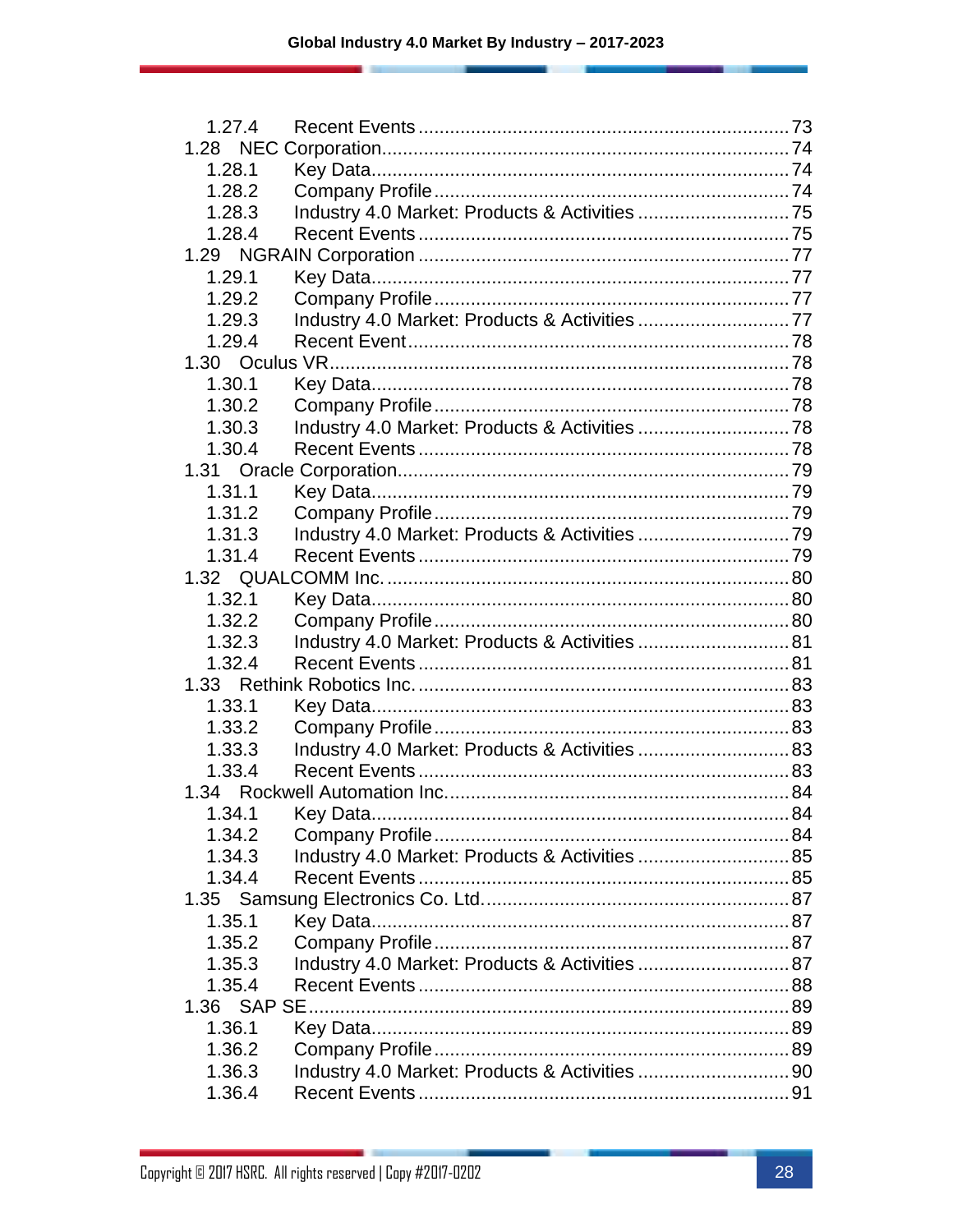1.27.4 Recent Events ..... 73

1.28 NEC Corporation ..... 74

1.28.1 Key Data ..... 74

1.28.2 Company Profile ..... 74

1.28.3 Industry 4.0 Market: Products & Activities ..... 75

1.28.4 Recent Events ..... 75

1.29 NGRAIN Corporation ..... 77

1.29.1 Key Data ..... 77

1.29.2 Company Profile ..... 77

1.29.3 Industry 4.0 Market: Products & Activities ..... 77

1.29.4 Recent Event ..... 78

1.30 Oculus VR ..... 78

1.30.1 Key Data ..... 78

1.30.2 Company Profile ..... 78

1.30.3 Industry 4.0 Market: Products & Activities ..... 78

1.30.4 Recent Events ..... 78

1.31 Oracle Corporation ..... 79

1.31.1 Key Data ..... 79

1.31.2 Company Profile ..... 79

1.31.3 Industry 4.0 Market: Products & Activities ..... 79

1.31.4 Recent Events ..... 79

1.32 QUALCOMM Inc. ..... 80

1.32.1 Key Data ..... 80

1.32.2 Company Profile ..... 80

1.32.3 Industry 4.0 Market: Products & Activities ..... 81

1.32.4 Recent Events ..... 81

1.33 Rethink Robotics Inc. ..... 83

1.33.1 Key Data ..... 83

1.33.2 Company Profile ..... 83

1.33.3 Industry 4.0 Market: Products & Activities ..... 83

1.33.4 Recent Events ..... 83

1.34 Rockwell Automation Inc. ..... 84

1.34.1 Key Data ..... 84

1.34.2 Company Profile ..... 84

1.34.3 Industry 4.0 Market: Products & Activities ..... 85

1.34.4 Recent Events ..... 85

1.35 Samsung Electronics Co. Ltd. ..... 87

1.35.1 Key Data ..... 87

1.35.2 Company Profile ..... 87

1.35.3 Industry 4.0 Market: Products & Activities ..... 87

1.35.4 Recent Events ..... 88

1.36 SAP SE ..... 89

1.36.1 Key Data ..... 89

1.36.2 Company Profile ..... 89

1.36.3 Industry 4.0 Market: Products & Activities ..... 90

1.36.4 Recent Events ..... 91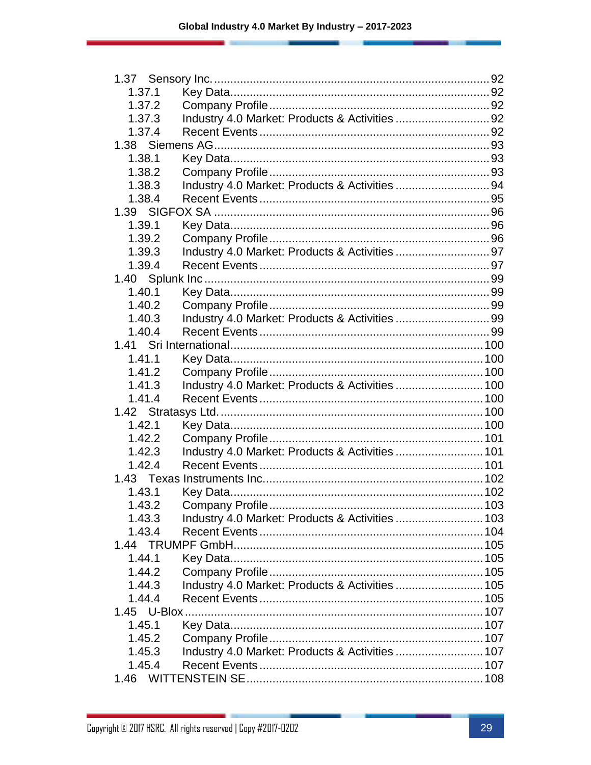- 1.37 Sensory Inc. ........ 92
  - 1.37.1 Key Data ........ 92
  - 1.37.2 Company Profile ........ 92
  - 1.37.3 Industry 4.0 Market: Products & Activities ........ 92
  - 1.37.4 Recent Events ........ 92
- 1.38 Siemens AG ........ 93
  - 1.38.1 Key Data ........ 93
  - 1.38.2 Company Profile ........ 93
  - 1.38.3 Industry 4.0 Market: Products & Activities ........ 94
  - 1.38.4 Recent Events ........ 95
- 1.39 SIGFOX SA ........ 96
  - 1.39.1 Key Data ........ 96
  - 1.39.2 Company Profile ........ 96
  - 1.39.3 Industry 4.0 Market: Products & Activities ........ 97
  - 1.39.4 Recent Events ........ 97
- 1.40 Splunk Inc ........ 99
  - 1.40.1 Key Data ........ 99
  - 1.40.2 Company Profile ........ 99
  - 1.40.3 Industry 4.0 Market: Products & Activities ........ 99
  - 1.40.4 Recent Events ........ 99
- 1.41 Sri International ........ 100
  - 1.41.1 Key Data ........ 100
  - 1.41.2 Company Profile ........ 100
  - 1.41.3 Industry 4.0 Market: Products & Activities ........ 100
  - 1.41.4 Recent Events ........ 100
- 1.42 Stratasys Ltd. ........ 100
  - 1.42.1 Key Data ........ 100
  - 1.42.2 Company Profile ........ 101
  - 1.42.3 Industry 4.0 Market: Products & Activities ........ 101
  - 1.42.4 Recent Events ........ 101
- 1.43 Texas Instruments Inc. ........ 102
  - 1.43.1 Key Data ........ 102
  - 1.43.2 Company Profile ........ 103
  - 1.43.3 Industry 4.0 Market: Products & Activities ........ 103
  - 1.43.4 Recent Events ........ 104
- 1.44 TRUMPF GmbH ........ 105
  - 1.44.1 Key Data ........ 105
  - 1.44.2 Company Profile ........ 105
  - 1.44.3 Industry 4.0 Market: Products & Activities ........ 105
  - 1.44.4 Recent Events ........ 105
- 1.45 U-Blox ........ 107
  - 1.45.1 Key Data ........ 107
  - 1.45.2 Company Profile ........ 107
  - 1.45.3 Industry 4.0 Market: Products & Activities ........ 107
  - 1.45.4 Recent Events ........ 107
- 1.46 WITTENSTEIN SE ........ 108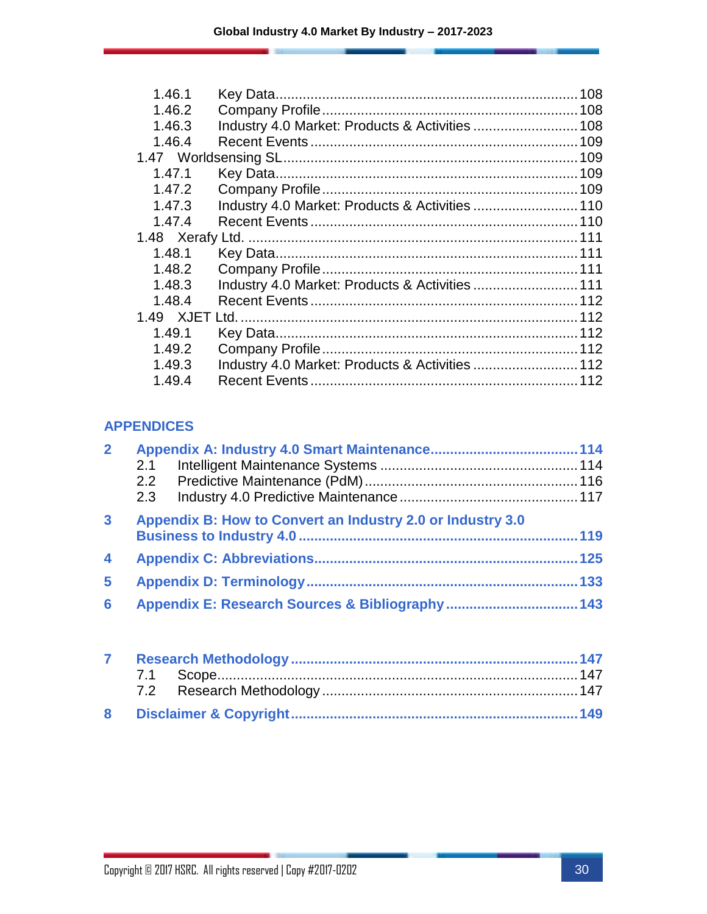1.46.1 Key Data.......................................................................108
1.46.2 Company Profile................................................................108
1.46.3 Industry 4.0 Market: Products & Activities ...........................108
1.46.4 Recent Events...................................................................109
1.47 Worldsensing SL.......................................................................109
1.47.1 Key Data.......................................................................109
1.47.2 Company Profile................................................................109
1.47.3 Industry 4.0 Market: Products & Activities ...........................110
1.47.4 Recent Events...................................................................110
1.48 Xerafy Ltd. ...............................................................................111
1.48.1 Key Data.......................................................................111
1.48.2 Company Profile................................................................111
1.48.3 Industry 4.0 Market: Products & Activities ...........................111
1.48.4 Recent Events...................................................................112
1.49 XJET Ltd. .................................................................................112
1.49.1 Key Data.......................................................................112
1.49.2 Company Profile................................................................112
1.49.3 Industry 4.0 Market: Products & Activities ...........................112
1.49.4 Recent Events...................................................................112

## APPENDICES

**2 Appendix A: Industry 4.0 Smart Maintenance.....................................114**
2.1 Intelligent Maintenance Systems ..................................................114
2.2 Predictive Maintenance (PdM).......................................................116
2.3 Industry 4.0 Predictive Maintenance .............................................117

**3 Appendix B: How to Convert an Industry 2.0 or Industry 3.0 Business to Industry 4.0 .....................................................................119**

**4 Appendix C: Abbreviations.................................................................125**

**5 Appendix D: Terminology...................................................................133**

**6 Appendix E: Research Sources & Bibliography.................................143**

**7 Research Methodology.......................................................................147**
7.1 Scope..........................................................................................147
7.2 Research Methodology .................................................................147

**8 Disclaimer & Copyright.......................................................................149**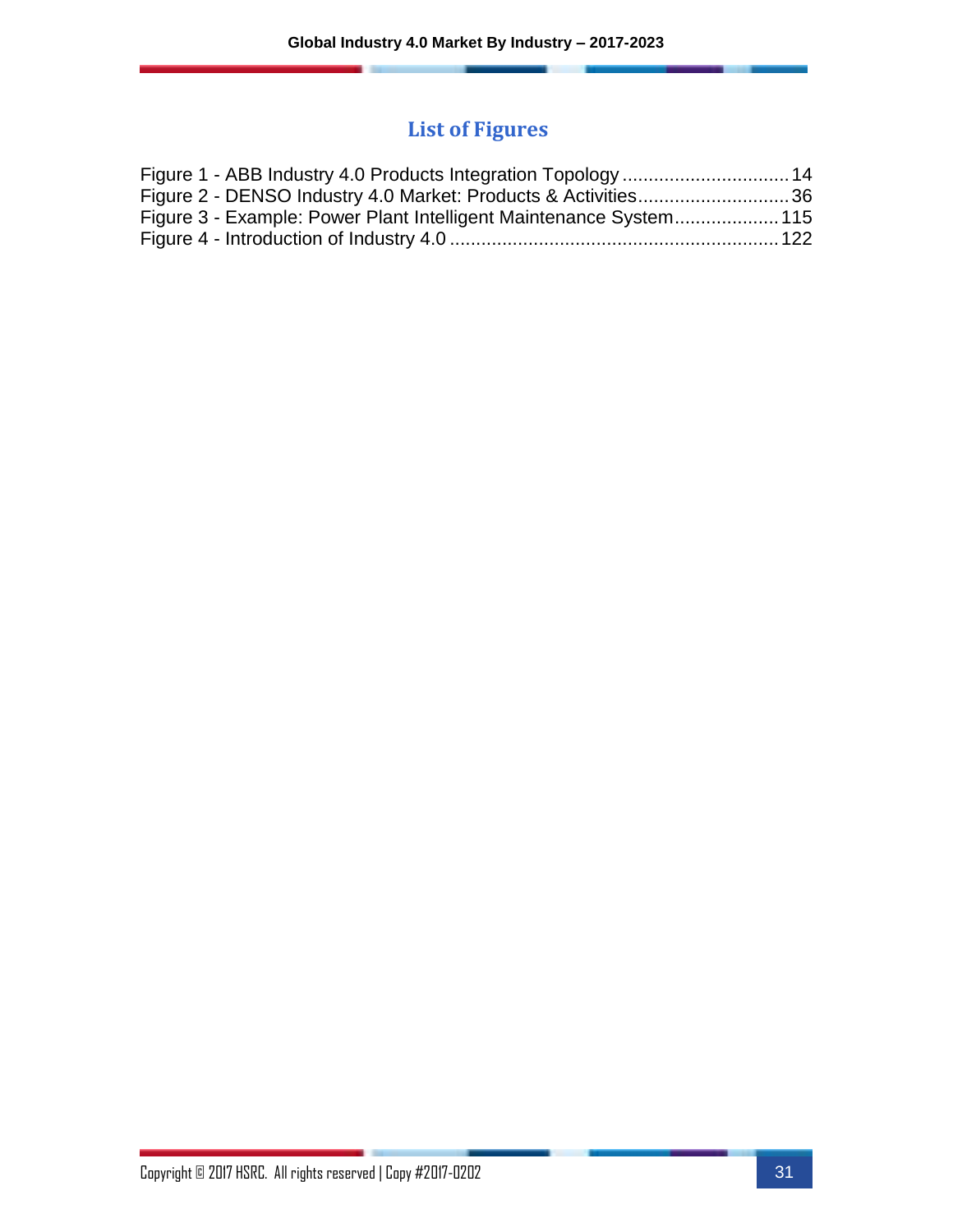## List of Figures

Figure 1 - ABB Industry 4.0 Products Integration Topology ................................ 14
Figure 2 - DENSO Industry 4.0 Market: Products & Activities............................. 36
Figure 3 - Example: Power Plant Intelligent Maintenance System.................... 115
Figure 4 - Introduction of Industry 4.0 ............................................................... 122